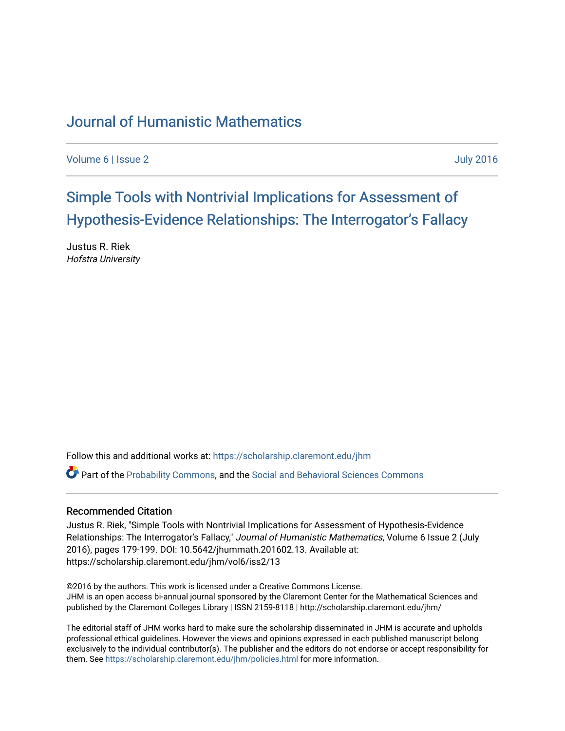# Journal of Humanistic Mathematics

Volume 6 | Issue 2 July 2016

## Simple Tools with Nontrivial Implications for Assessment of Hypothesis-Evidence Relationships: The Interrogator's Fallacy

Justus R. Riek
*Hofstra University*

Follow this and additional works at: https://scholarship.claremont.edu/jhm

Part of the Probability Commons, and the Social and Behavioral Sciences Commons

### Recommended Citation

Justus R. Riek, "Simple Tools with Nontrivial Implications for Assessment of Hypothesis-Evidence Relationships: The Interrogator's Fallacy," *Journal of Humanistic Mathematics*, Volume 6 Issue 2 (July 2016), pages 179-199. DOI: 10.5642/jhummath.201602.13. Available at: https://scholarship.claremont.edu/jhm/vol6/iss2/13

©2016 by the authors. This work is licensed under a Creative Commons License.
JHM is an open access bi-annual journal sponsored by the Claremont Center for the Mathematical Sciences and published by the Claremont Colleges Library | ISSN 2159-8118 | http://scholarship.claremont.edu/jhm/

The editorial staff of JHM works hard to make sure the scholarship disseminated in JHM is accurate and upholds professional ethical guidelines. However the views and opinions expressed in each published manuscript belong exclusively to the individual contributor(s). The publisher and the editors do not endorse or accept responsibility for them. See https://scholarship.claremont.edu/jhm/policies.html for more information.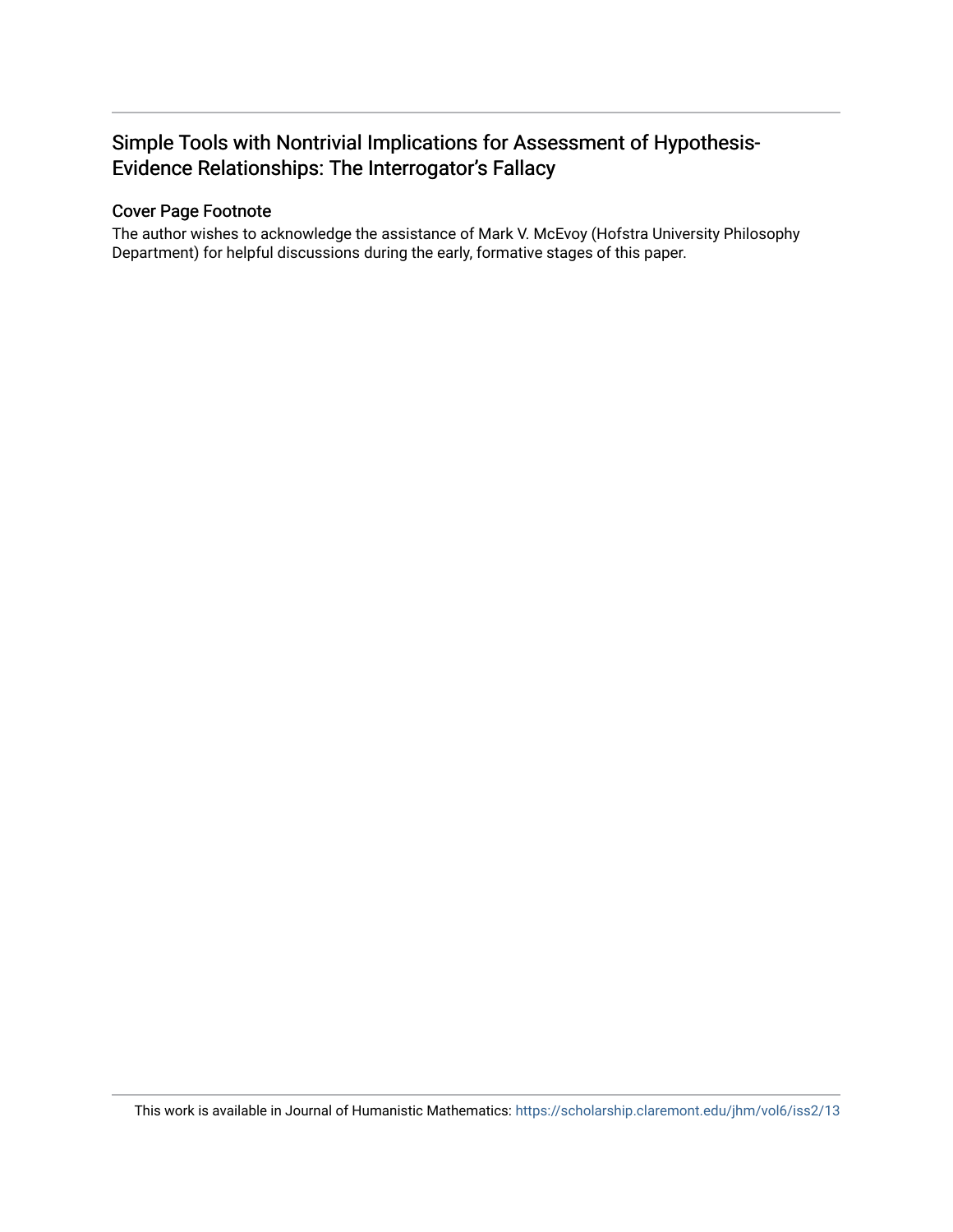## Simple Tools with Nontrivial Implications for Assessment of Hypothesis-Evidence Relationships: The Interrogator's Fallacy

### Cover Page Footnote

The author wishes to acknowledge the assistance of Mark V. McEvoy (Hofstra University Philosophy Department) for helpful discussions during the early, formative stages of this paper.

This work is available in Journal of Humanistic Mathematics: https://scholarship.claremont.edu/jhm/vol6/iss2/13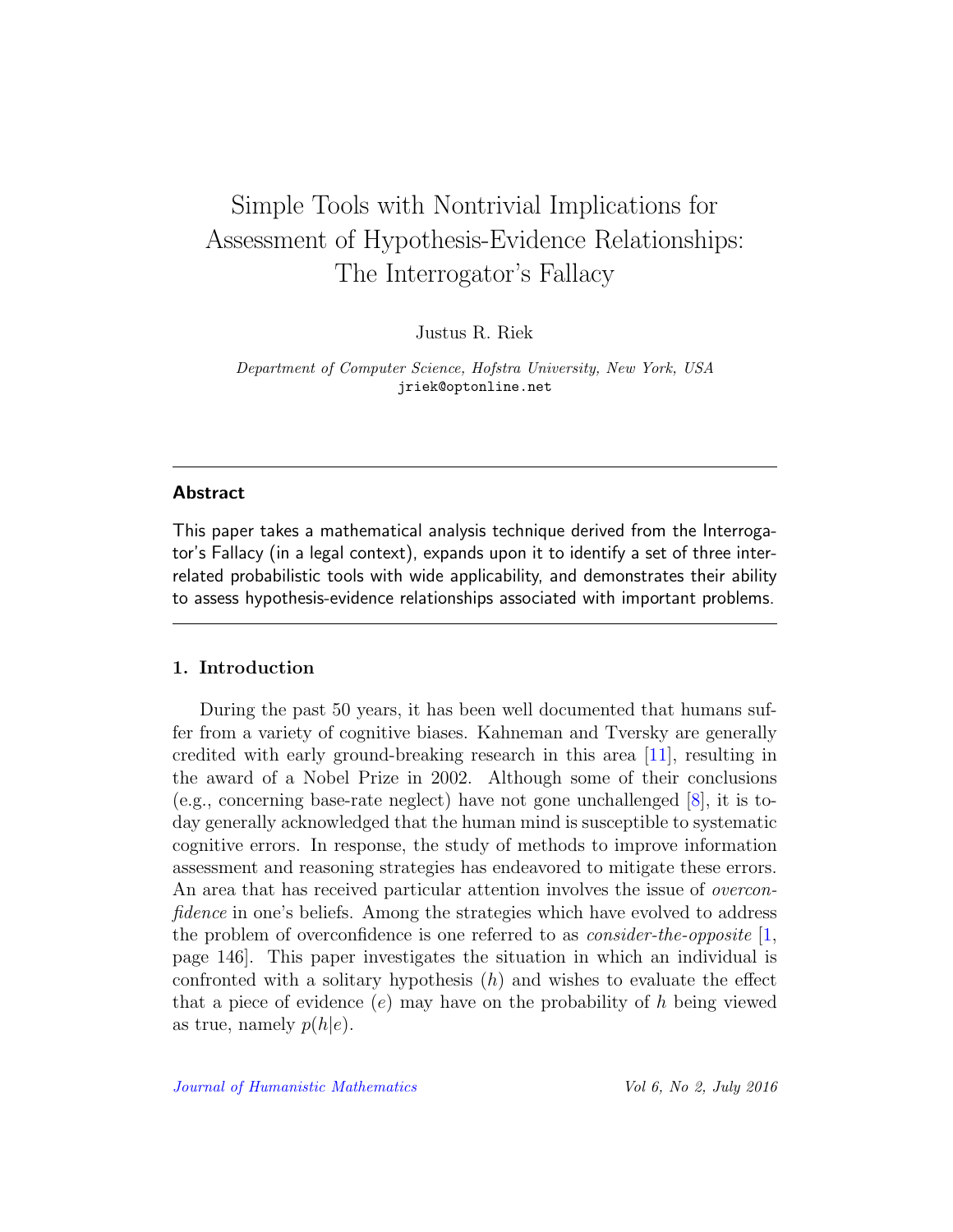# Simple Tools with Nontrivial Implications for Assessment of Hypothesis-Evidence Relationships: The Interrogator's Fallacy

Justus R. Riek

*Department of Computer Science, Hofstra University, New York, USA*
jriek@optonline.net

---

### Abstract

This paper takes a mathematical analysis technique derived from the Interrogator's Fallacy (in a legal context), expands upon it to identify a set of three inter-related probabilistic tools with wide applicability, and demonstrates their ability to assess hypothesis-evidence relationships associated with important problems.

---

## 1. Introduction

During the past 50 years, it has been well documented that humans suffer from a variety of cognitive biases. Kahneman and Tversky are generally credited with early ground-breaking research in this area [11], resulting in the award of a Nobel Prize in 2002. Although some of their conclusions (e.g., concerning base-rate neglect) have not gone unchallenged [8], it is today generally acknowledged that the human mind is susceptible to systematic cognitive errors. In response, the study of methods to improve information assessment and reasoning strategies has endeavored to mitigate these errors. An area that has received particular attention involves the issue of *overconfidence* in one's beliefs. Among the strategies which have evolved to address the problem of overconfidence is one referred to as *consider-the-opposite* [1, page 146]. This paper investigates the situation in which an individual is confronted with a solitary hypothesis ($h$) and wishes to evaluate the effect that a piece of evidence ($e$) may have on the probability of $h$ being viewed as true, namely $p(h|e)$.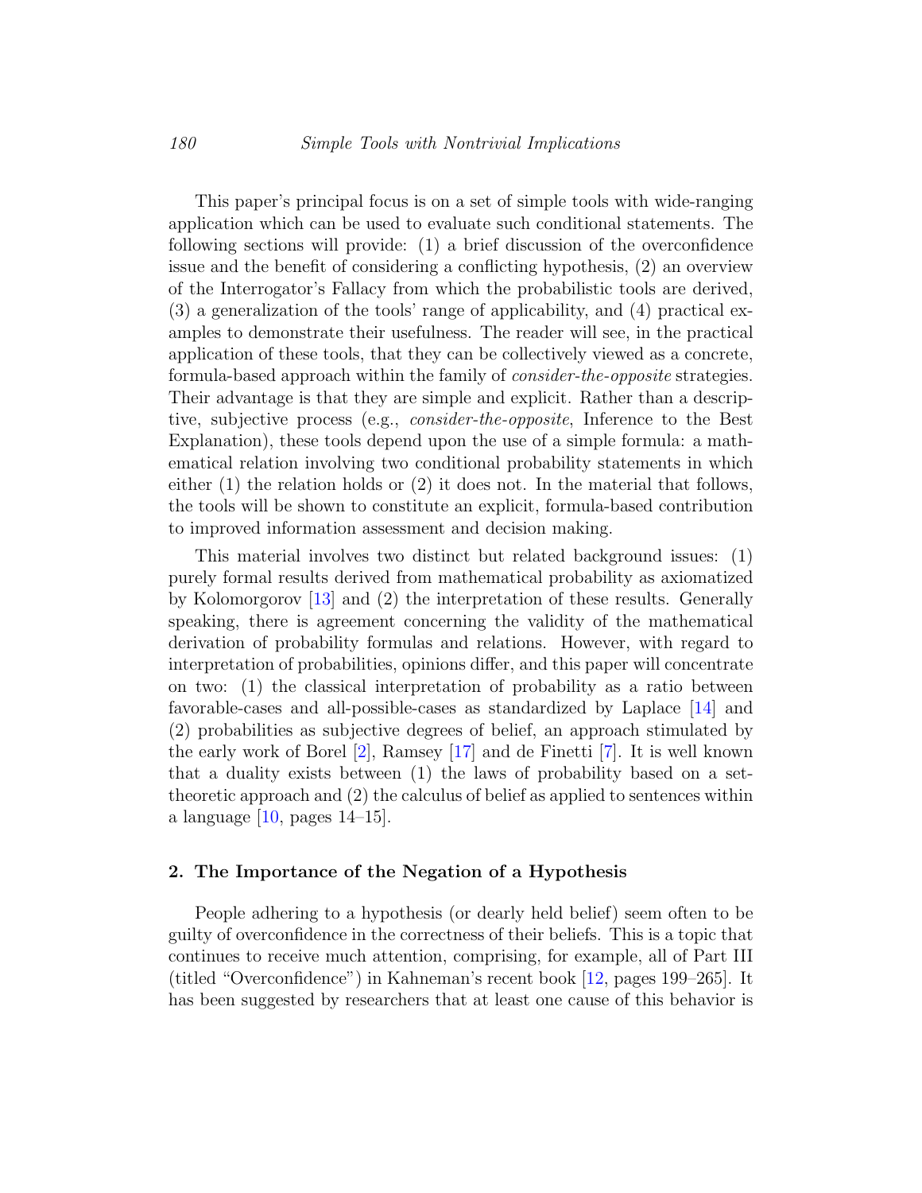This paper's principal focus is on a set of simple tools with wide-ranging application which can be used to evaluate such conditional statements. The following sections will provide: (1) a brief discussion of the overconfidence issue and the benefit of considering a conflicting hypothesis, (2) an overview of the Interrogator's Fallacy from which the probabilistic tools are derived, (3) a generalization of the tools' range of applicability, and (4) practical examples to demonstrate their usefulness. The reader will see, in the practical application of these tools, that they can be collectively viewed as a concrete, formula-based approach within the family of *consider-the-opposite* strategies. Their advantage is that they are simple and explicit. Rather than a descriptive, subjective process (e.g., *consider-the-opposite*, Inference to the Best Explanation), these tools depend upon the use of a simple formula: a mathematical relation involving two conditional probability statements in which either (1) the relation holds or (2) it does not. In the material that follows, the tools will be shown to constitute an explicit, formula-based contribution to improved information assessment and decision making.

This material involves two distinct but related background issues: (1) purely formal results derived from mathematical probability as axiomatized by Kolomorgorov [13] and (2) the interpretation of these results. Generally speaking, there is agreement concerning the validity of the mathematical derivation of probability formulas and relations. However, with regard to interpretation of probabilities, opinions differ, and this paper will concentrate on two: (1) the classical interpretation of probability as a ratio between favorable-cases and all-possible-cases as standardized by Laplace [14] and (2) probabilities as subjective degrees of belief, an approach stimulated by the early work of Borel [2], Ramsey [17] and de Finetti [7]. It is well known that a duality exists between (1) the laws of probability based on a set-theoretic approach and (2) the calculus of belief as applied to sentences within a language [10, pages 14–15].

## 2. The Importance of the Negation of a Hypothesis

People adhering to a hypothesis (or dearly held belief) seem often to be guilty of overconfidence in the correctness of their beliefs. This is a topic that continues to receive much attention, comprising, for example, all of Part III (titled "Overconfidence") in Kahneman's recent book [12, pages 199–265]. It has been suggested by researchers that at least one cause of this behavior is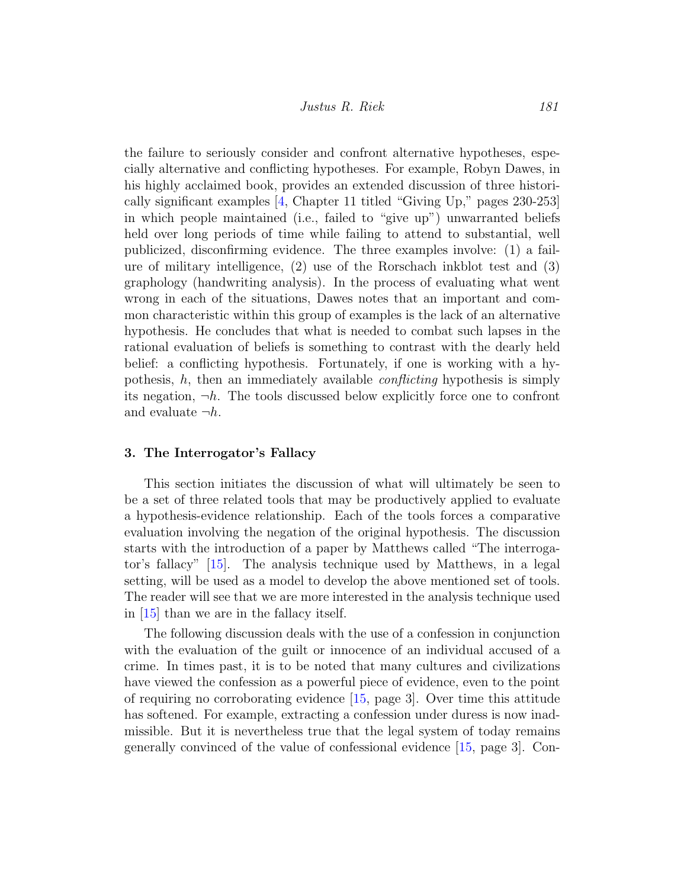the failure to seriously consider and confront alternative hypotheses, especially alternative and conflicting hypotheses. For example, Robyn Dawes, in his highly acclaimed book, provides an extended discussion of three historically significant examples [4, Chapter 11 titled "Giving Up," pages 230-253] in which people maintained (i.e., failed to "give up") unwarranted beliefs held over long periods of time while failing to attend to substantial, well publicized, disconfirming evidence. The three examples involve: (1) a failure of military intelligence, (2) use of the Rorschach inkblot test and (3) graphology (handwriting analysis). In the process of evaluating what went wrong in each of the situations, Dawes notes that an important and common characteristic within this group of examples is the lack of an alternative hypothesis. He concludes that what is needed to combat such lapses in the rational evaluation of beliefs is something to contrast with the dearly held belief: a conflicting hypothesis. Fortunately, if one is working with a hypothesis, $h$, then an immediately available *conflicting* hypothesis is simply its negation, $\neg h$. The tools discussed below explicitly force one to confront and evaluate $\neg h$.

## 3. The Interrogator's Fallacy

This section initiates the discussion of what will ultimately be seen to be a set of three related tools that may be productively applied to evaluate a hypothesis-evidence relationship. Each of the tools forces a comparative evaluation involving the negation of the original hypothesis. The discussion starts with the introduction of a paper by Matthews called "The interrogator's fallacy" [15]. The analysis technique used by Matthews, in a legal setting, will be used as a model to develop the above mentioned set of tools. The reader will see that we are more interested in the analysis technique used in [15] than we are in the fallacy itself.

The following discussion deals with the use of a confession in conjunction with the evaluation of the guilt or innocence of an individual accused of a crime. In times past, it is to be noted that many cultures and civilizations have viewed the confession as a powerful piece of evidence, even to the point of requiring no corroborating evidence [15, page 3]. Over time this attitude has softened. For example, extracting a confession under duress is now inadmissible. But it is nevertheless true that the legal system of today remains generally convinced of the value of confessional evidence [15, page 3]. Con-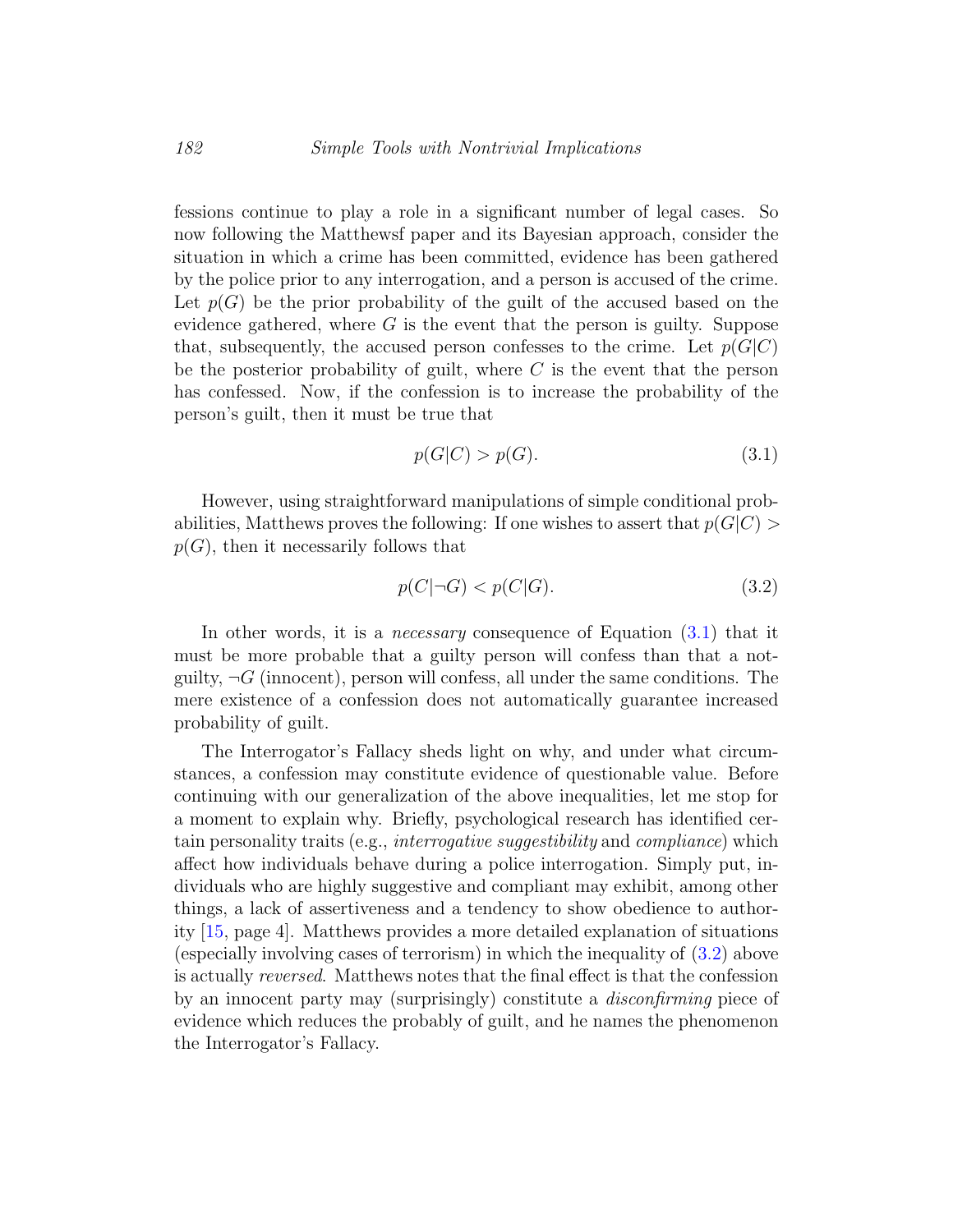fessions continue to play a role in a significant number of legal cases. So now following the Matthewsf paper and its Bayesian approach, consider the situation in which a crime has been committed, evidence has been gathered by the police prior to any interrogation, and a person is accused of the crime. Let $p(G)$ be the prior probability of the guilt of the accused based on the evidence gathered, where $G$ is the event that the person is guilty. Suppose that, subsequently, the accused person confesses to the crime. Let $p(G|C)$ be the posterior probability of guilt, where $C$ is the event that the person has confessed. Now, if the confession is to increase the probability of the person's guilt, then it must be true that

$$p(G|C) > p(G). \tag{3.1}$$

However, using straightforward manipulations of simple conditional probabilities, Matthews proves the following: If one wishes to assert that $p(G|C) > p(G)$, then it necessarily follows that

$$p(C|\neg G) < p(C|G). \tag{3.2}$$

In other words, it is a *necessary* consequence of Equation (3.1) that it must be more probable that a guilty person will confess than that a not-guilty, $\neg G$ (innocent), person will confess, all under the same conditions. The mere existence of a confession does not automatically guarantee increased probability of guilt.

The Interrogator's Fallacy sheds light on why, and under what circumstances, a confession may constitute evidence of questionable value. Before continuing with our generalization of the above inequalities, let me stop for a moment to explain why. Briefly, psychological research has identified certain personality traits (e.g., *interrogative suggestibility* and *compliance*) which affect how individuals behave during a police interrogation. Simply put, individuals who are highly suggestive and compliant may exhibit, among other things, a lack of assertiveness and a tendency to show obedience to authority [15, page 4]. Matthews provides a more detailed explanation of situations (especially involving cases of terrorism) in which the inequality of (3.2) above is actually *reversed*. Matthews notes that the final effect is that the confession by an innocent party may (surprisingly) constitute a *disconfirming* piece of evidence which reduces the probably of guilt, and he names the phenomenon the Interrogator's Fallacy.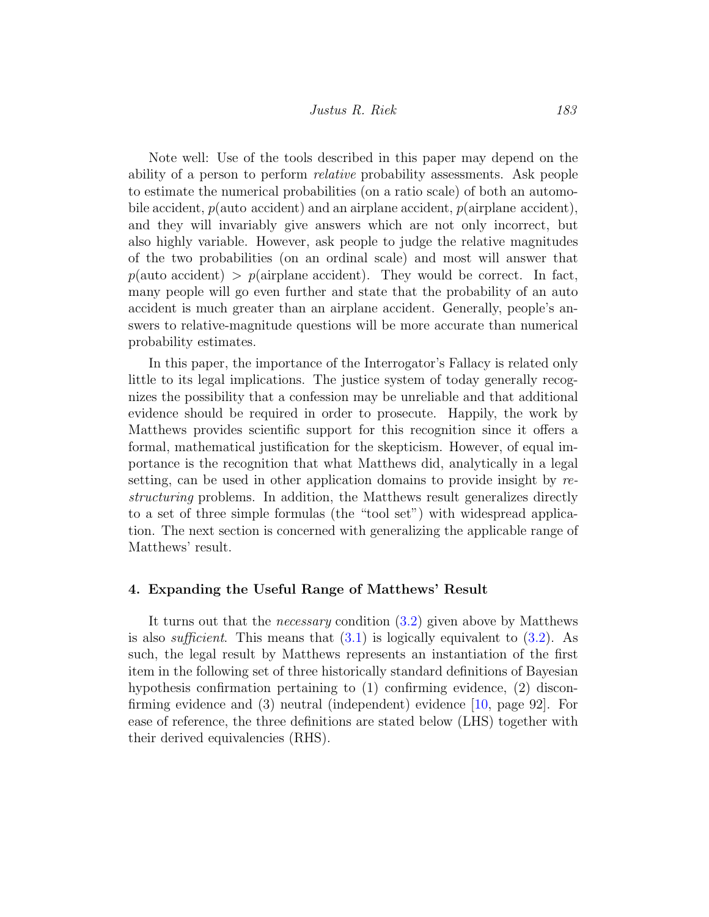Note well: Use of the tools described in this paper may depend on the ability of a person to perform *relative* probability assessments. Ask people to estimate the numerical probabilities (on a ratio scale) of both an automobile accident, $p(\text{auto accident})$ and an airplane accident, $p(\text{airplane accident})$, and they will invariably give answers which are not only incorrect, but also highly variable. However, ask people to judge the relative magnitudes of the two probabilities (on an ordinal scale) and most will answer that $p(\text{auto accident}) > p(\text{airplane accident})$. They would be correct. In fact, many people will go even further and state that the probability of an auto accident is much greater than an airplane accident. Generally, people's answers to relative-magnitude questions will be more accurate than numerical probability estimates.

In this paper, the importance of the Interrogator's Fallacy is related only little to its legal implications. The justice system of today generally recognizes the possibility that a confession may be unreliable and that additional evidence should be required in order to prosecute. Happily, the work by Matthews provides scientific support for this recognition since it offers a formal, mathematical justification for the skepticism. However, of equal importance is the recognition that what Matthews did, analytically in a legal setting, can be used in other application domains to provide insight by *restructuring* problems. In addition, the Matthews result generalizes directly to a set of three simple formulas (the "tool set") with widespread application. The next section is concerned with generalizing the applicable range of Matthews' result.

## 4. Expanding the Useful Range of Matthews' Result

It turns out that the *necessary* condition (3.2) given above by Matthews is also *sufficient*. This means that (3.1) is logically equivalent to (3.2). As such, the legal result by Matthews represents an instantiation of the first item in the following set of three historically standard definitions of Bayesian hypothesis confirmation pertaining to (1) confirming evidence, (2) disconfirming evidence and (3) neutral (independent) evidence [10, page 92]. For ease of reference, the three definitions are stated below (LHS) together with their derived equivalencies (RHS).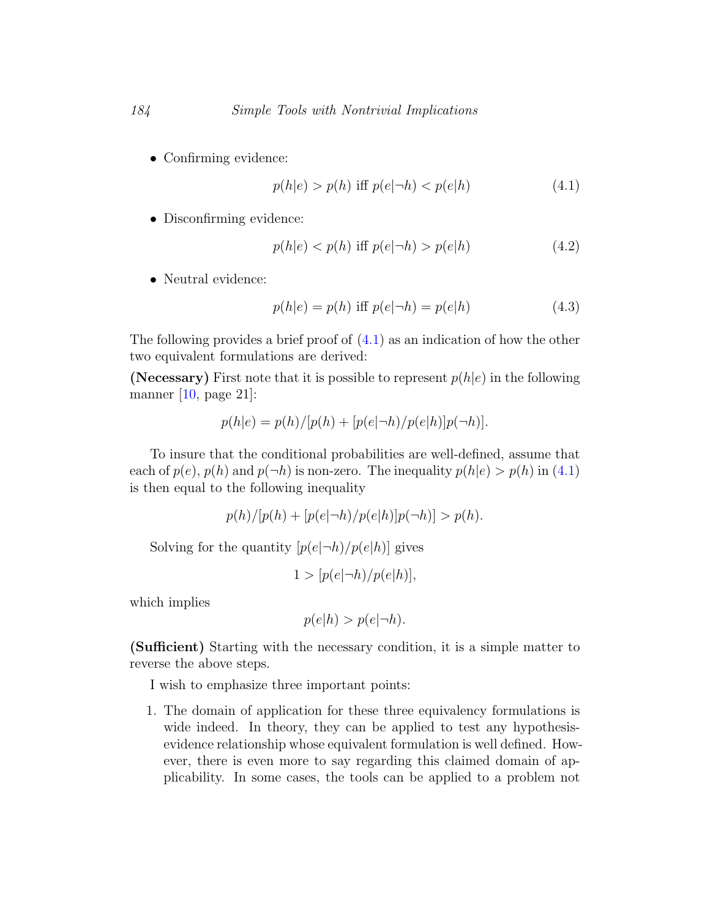- Confirming evidence:

$$p(h|e) > p(h) \text{ iff } p(e|\neg h) < p(e|h) \tag{4.1}$$

- Disconfirming evidence:

$$p(h|e) < p(h) \text{ iff } p(e|\neg h) > p(e|h) \tag{4.2}$$

- Neutral evidence:

$$p(h|e) = p(h) \text{ iff } p(e|\neg h) = p(e|h) \tag{4.3}$$

The following provides a brief proof of (4.1) as an indication of how the other two equivalent formulations are derived:

**(Necessary)** First note that it is possible to represent $p(h|e)$ in the following manner [10, page 21]:

$$p(h|e) = p(h)/[p(h) + [p(e|\neg h)/p(e|h)]p(\neg h)].$$

To insure that the conditional probabilities are well-defined, assume that each of $p(e)$, $p(h)$ and $p(\neg h)$ is non-zero. The inequality $p(h|e) > p(h)$ in (4.1) is then equal to the following inequality

$$p(h)/[p(h) + [p(e|\neg h)/p(e|h)]p(\neg h)] > p(h).$$

Solving for the quantity $[p(e|\neg h)/p(e|h)]$ gives

$$1 > [p(e|\neg h)/p(e|h)],$$

which implies

$$p(e|h) > p(e|\neg h).$$

**(Sufficient)** Starting with the necessary condition, it is a simple matter to reverse the above steps.

I wish to emphasize three important points:

1. The domain of application for these three equivalency formulations is wide indeed. In theory, they can be applied to test any hypothesis-evidence relationship whose equivalent formulation is well defined. However, there is even more to say regarding this claimed domain of applicability. In some cases, the tools can be applied to a problem not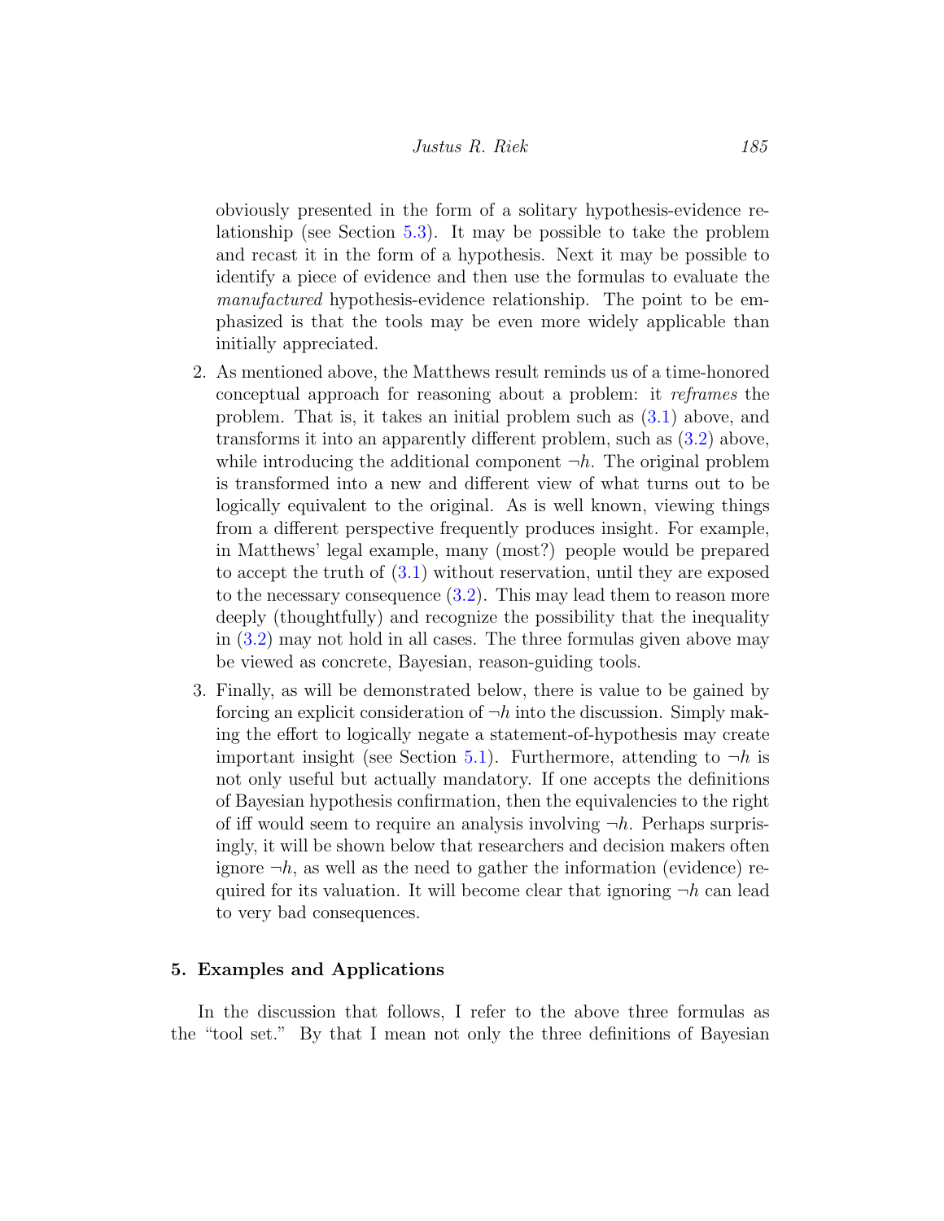obviously presented in the form of a solitary hypothesis-evidence relationship (see Section 5.3). It may be possible to take the problem and recast it in the form of a hypothesis. Next it may be possible to identify a piece of evidence and then use the formulas to evaluate the *manufactured* hypothesis-evidence relationship. The point to be emphasized is that the tools may be even more widely applicable than initially appreciated.

2. As mentioned above, the Matthews result reminds us of a time-honored conceptual approach for reasoning about a problem: it *reframes* the problem. That is, it takes an initial problem such as (3.1) above, and transforms it into an apparently different problem, such as (3.2) above, while introducing the additional component $\neg h$. The original problem is transformed into a new and different view of what turns out to be logically equivalent to the original. As is well known, viewing things from a different perspective frequently produces insight. For example, in Matthews' legal example, many (most?) people would be prepared to accept the truth of (3.1) without reservation, until they are exposed to the necessary consequence (3.2). This may lead them to reason more deeply (thoughtfully) and recognize the possibility that the inequality in (3.2) may not hold in all cases. The three formulas given above may be viewed as concrete, Bayesian, reason-guiding tools.

3. Finally, as will be demonstrated below, there is value to be gained by forcing an explicit consideration of $\neg h$ into the discussion. Simply making the effort to logically negate a statement-of-hypothesis may create important insight (see Section 5.1). Furthermore, attending to $\neg h$ is not only useful but actually mandatory. If one accepts the definitions of Bayesian hypothesis confirmation, then the equivalencies to the right of iff would seem to require an analysis involving $\neg h$. Perhaps surprisingly, it will be shown below that researchers and decision makers often ignore $\neg h$, as well as the need to gather the information (evidence) required for its valuation. It will become clear that ignoring $\neg h$ can lead to very bad consequences.

## 5. Examples and Applications

In the discussion that follows, I refer to the above three formulas as the "tool set." By that I mean not only the three definitions of Bayesian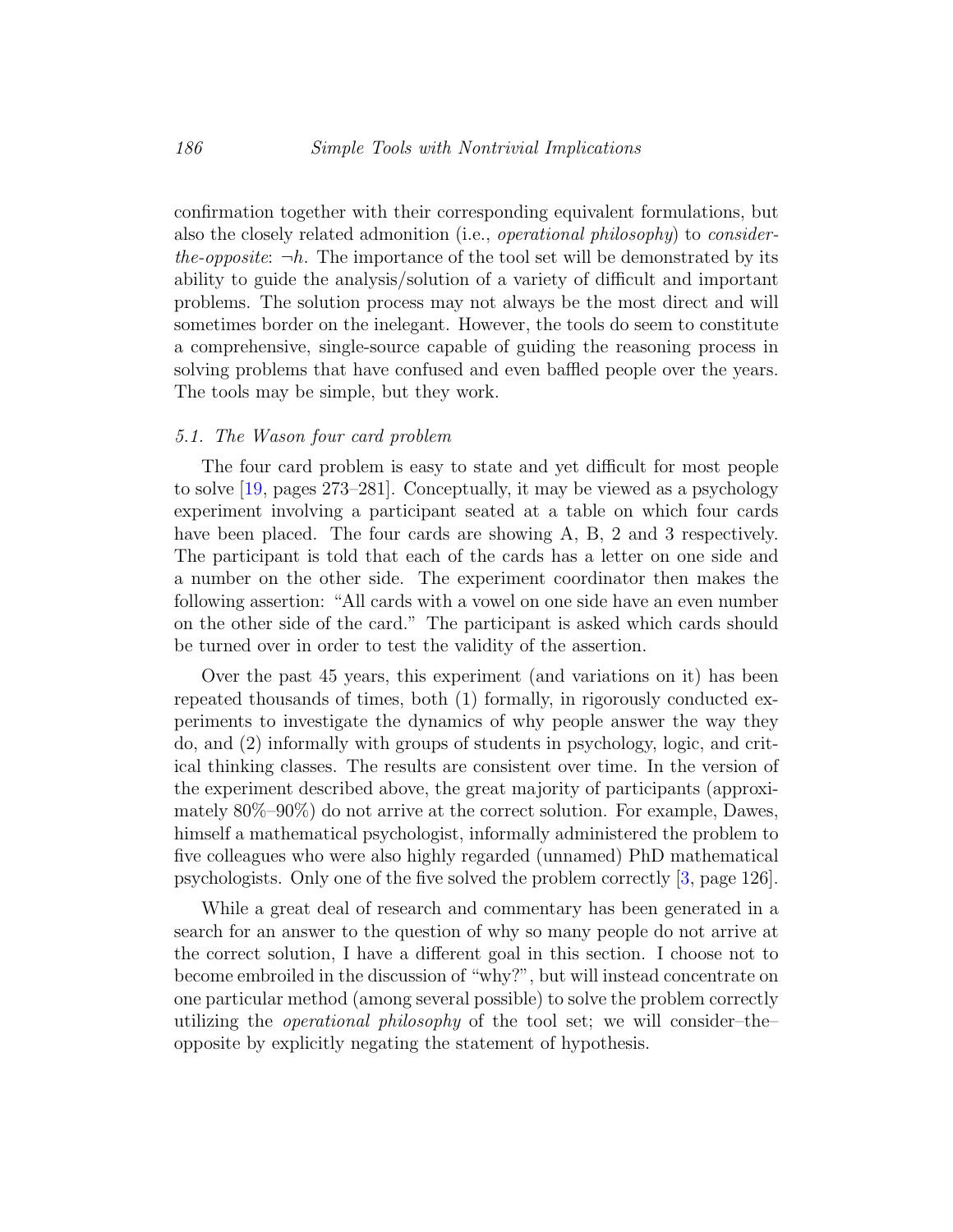confirmation together with their corresponding equivalent formulations, but also the closely related admonition (i.e., *operational philosophy*) to *consider-the-opposite*: $\neg h$. The importance of the tool set will be demonstrated by its ability to guide the analysis/solution of a variety of difficult and important problems. The solution process may not always be the most direct and will sometimes border on the inelegant. However, the tools do seem to constitute a comprehensive, single-source capable of guiding the reasoning process in solving problems that have confused and even baffled people over the years. The tools may be simple, but they work.

### *5.1. The Wason four card problem*

The four card problem is easy to state and yet difficult for most people to solve [19, pages 273–281]. Conceptually, it may be viewed as a psychology experiment involving a participant seated at a table on which four cards have been placed. The four cards are showing A, B, 2 and 3 respectively. The participant is told that each of the cards has a letter on one side and a number on the other side. The experiment coordinator then makes the following assertion: "All cards with a vowel on one side have an even number on the other side of the card." The participant is asked which cards should be turned over in order to test the validity of the assertion.

Over the past 45 years, this experiment (and variations on it) has been repeated thousands of times, both (1) formally, in rigorously conducted experiments to investigate the dynamics of why people answer the way they do, and (2) informally with groups of students in psychology, logic, and critical thinking classes. The results are consistent over time. In the version of the experiment described above, the great majority of participants (approximately 80%–90%) do not arrive at the correct solution. For example, Dawes, himself a mathematical psychologist, informally administered the problem to five colleagues who were also highly regarded (unnamed) PhD mathematical psychologists. Only one of the five solved the problem correctly [3, page 126].

While a great deal of research and commentary has been generated in a search for an answer to the question of why so many people do not arrive at the correct solution, I have a different goal in this section. I choose not to become embroiled in the discussion of "why?", but will instead concentrate on one particular method (among several possible) to solve the problem correctly utilizing the *operational philosophy* of the tool set; we will consider–the–opposite by explicitly negating the statement of hypothesis.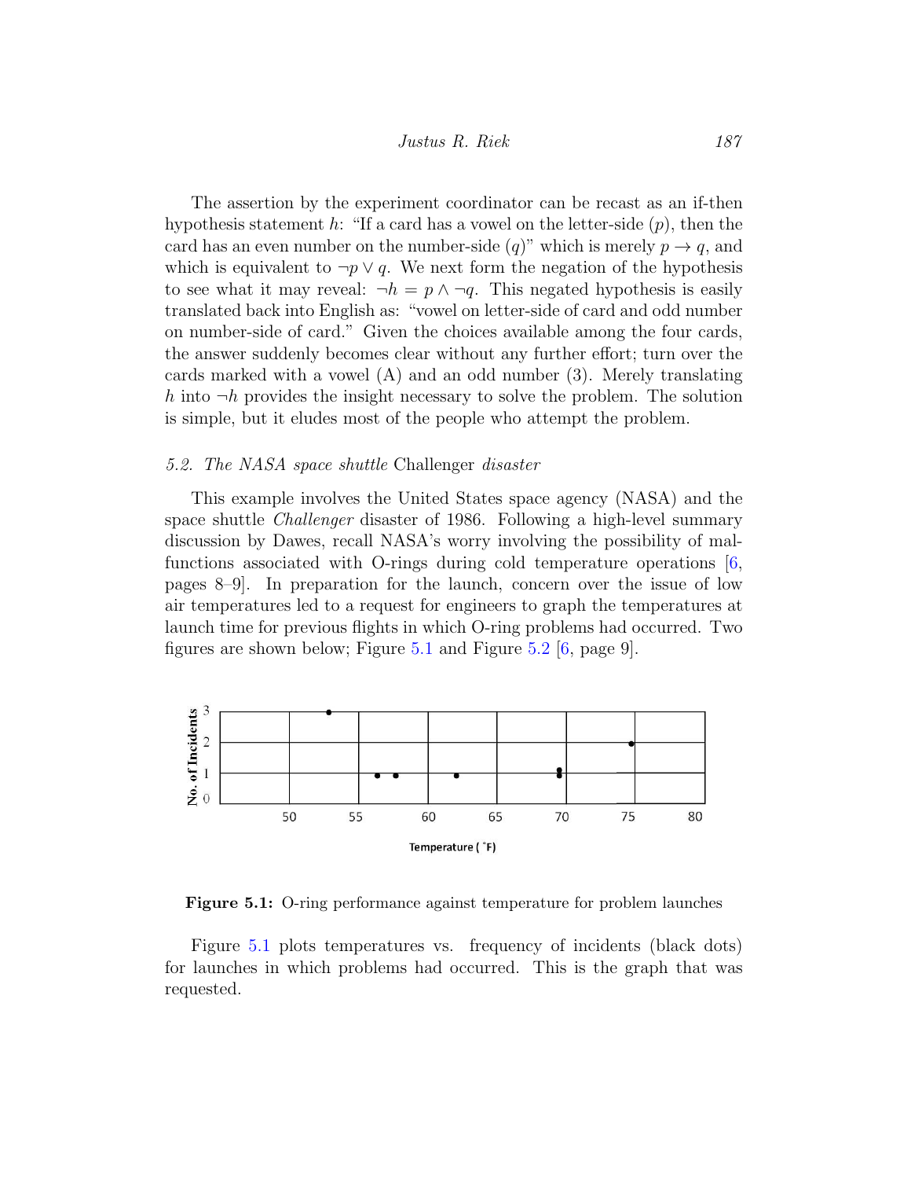The assertion by the experiment coordinator can be recast as an if-then hypothesis statement $h$: "If a card has a vowel on the letter-side ($p$), then the card has an even number on the number-side ($q$)" which is merely $p \to q$, and which is equivalent to $\neg p \vee q$. We next form the negation of the hypothesis to see what it may reveal: $\neg h = p \wedge \neg q$. This negated hypothesis is easily translated back into English as: "vowel on letter-side of card and odd number on number-side of card." Given the choices available among the four cards, the answer suddenly becomes clear without any further effort; turn over the cards marked with a vowel (A) and an odd number (3). Merely translating $h$ into $\neg h$ provides the insight necessary to solve the problem. The solution is simple, but it eludes most of the people who attempt the problem.

### 5.2. *The NASA space shuttle* Challenger *disaster*

This example involves the United States space agency (NASA) and the space shuttle *Challenger* disaster of 1986. Following a high-level summary discussion by Dawes, recall NASA's worry involving the possibility of malfunctions associated with O-rings during cold temperature operations [6, pages 8–9]. In preparation for the launch, concern over the issue of low air temperatures led to a request for engineers to graph the temperatures at launch time for previous flights in which O-ring problems had occurred. Two figures are shown below; Figure 5.1 and Figure 5.2 [6, page 9].

**Figure 5.1:** O-ring performance against temperature for problem launches

Figure 5.1 plots temperatures vs. frequency of incidents (black dots) for launches in which problems had occurred. This is the graph that was requested.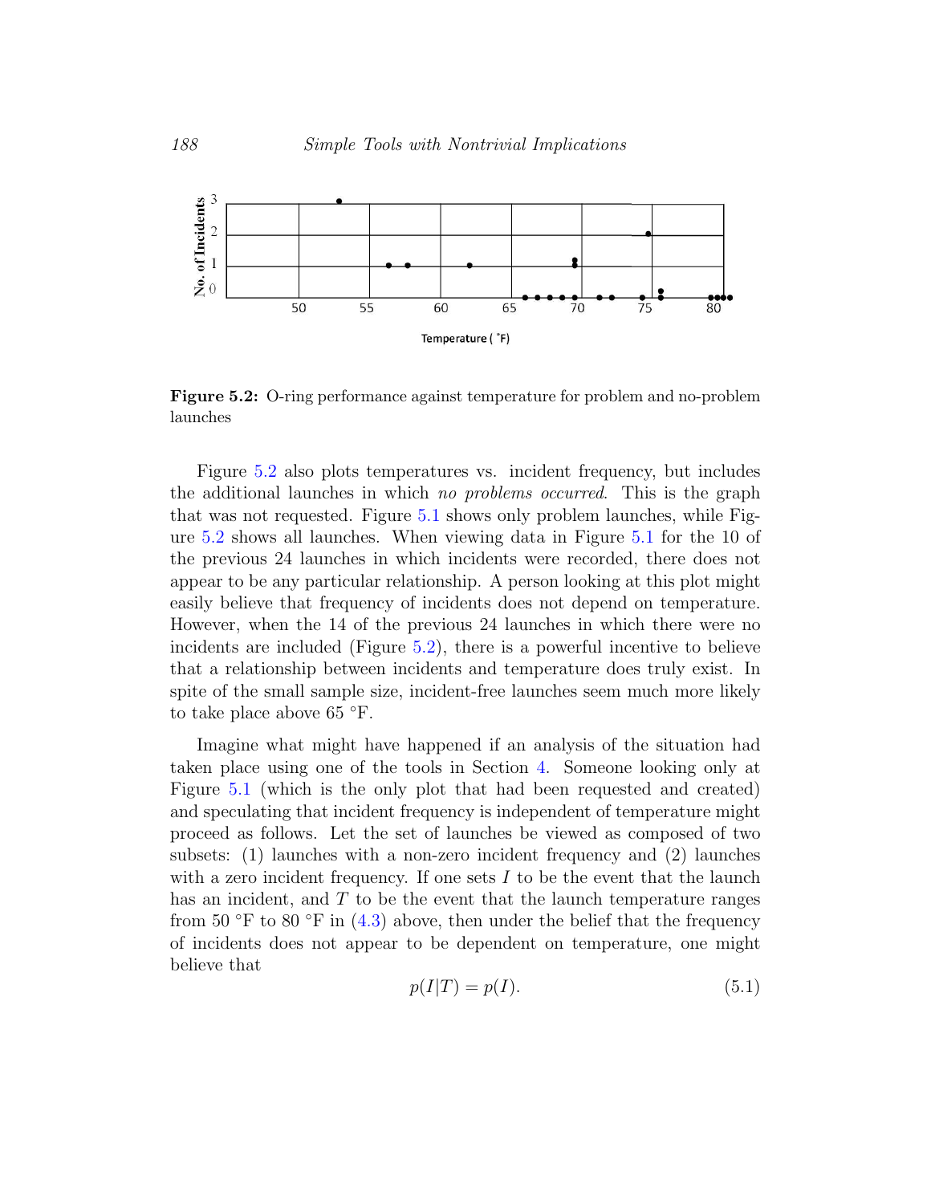**Figure 5.2:** O-ring performance against temperature for problem and no-problem launches

Figure 5.2 also plots temperatures vs. incident frequency, but includes the additional launches in which *no problems occurred*. This is the graph that was not requested. Figure 5.1 shows only problem launches, while Figure 5.2 shows all launches. When viewing data in Figure 5.1 for the 10 of the previous 24 launches in which incidents were recorded, there does not appear to be any particular relationship. A person looking at this plot might easily believe that frequency of incidents does not depend on temperature. However, when the 14 of the previous 24 launches in which there were no incidents are included (Figure 5.2), there is a powerful incentive to believe that a relationship between incidents and temperature does truly exist. In spite of the small sample size, incident-free launches seem much more likely to take place above 65 °F.

Imagine what might have happened if an analysis of the situation had taken place using one of the tools in Section 4. Someone looking only at Figure 5.1 (which is the only plot that had been requested and created) and speculating that incident frequency is independent of temperature might proceed as follows. Let the set of launches be viewed as composed of two subsets: (1) launches with a non-zero incident frequency and (2) launches with a zero incident frequency. If one sets $I$ to be the event that the launch has an incident, and $T$ to be the event that the launch temperature ranges from 50 °F to 80 °F in (4.3) above, then under the belief that the frequency of incidents does not appear to be dependent on temperature, one might believe that

$$p(I|T) = p(I). \tag{5.1}$$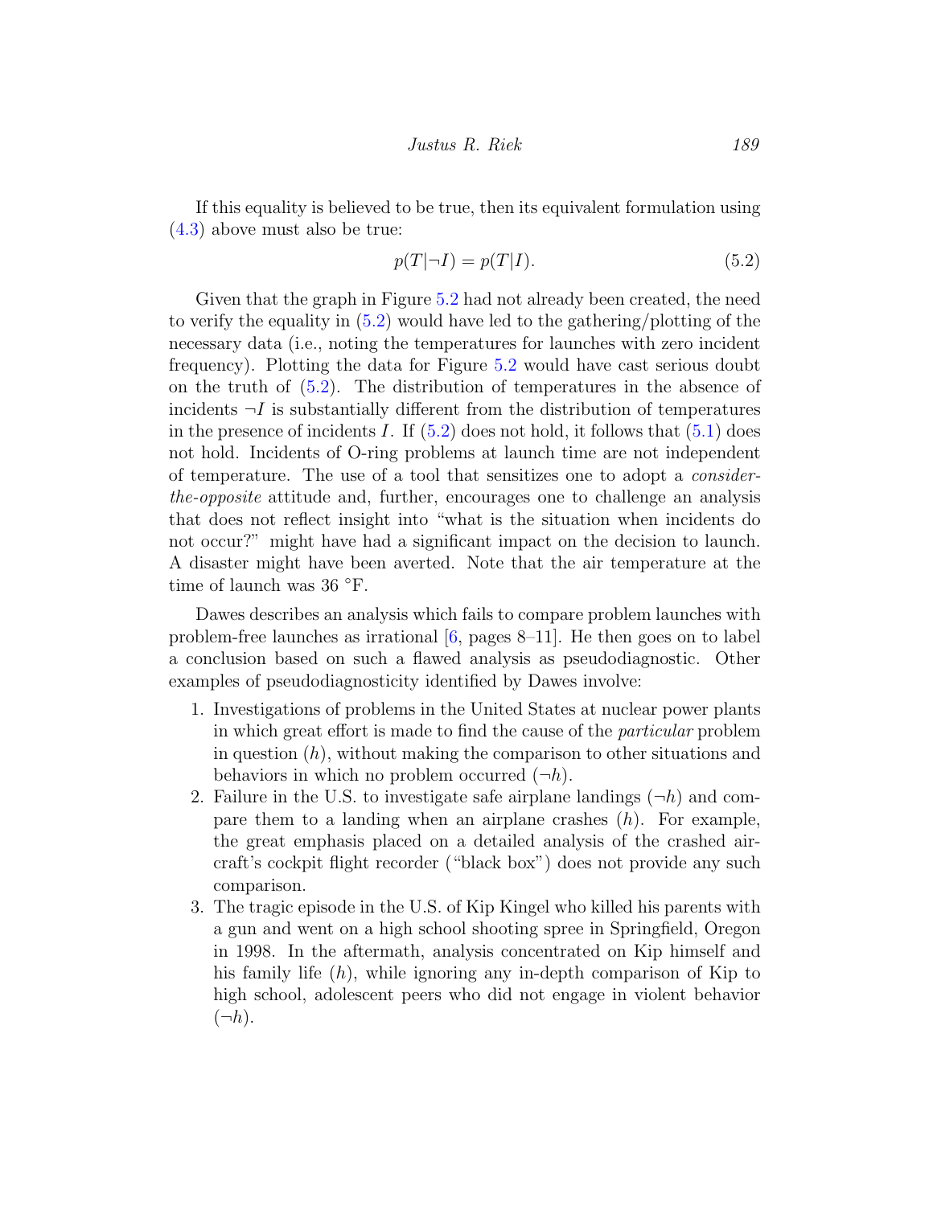If this equality is believed to be true, then its equivalent formulation using (4.3) above must also be true:

$$p(T|\neg I) = p(T|I). \tag{5.2}$$

Given that the graph in Figure 5.2 had not already been created, the need to verify the equality in (5.2) would have led to the gathering/plotting of the necessary data (i.e., noting the temperatures for launches with zero incident frequency). Plotting the data for Figure 5.2 would have cast serious doubt on the truth of (5.2). The distribution of temperatures in the absence of incidents $\neg I$ is substantially different from the distribution of temperatures in the presence of incidents $I$. If (5.2) does not hold, it follows that (5.1) does not hold. Incidents of O-ring problems at launch time are not independent of temperature. The use of a tool that sensitizes one to adopt a *consider-the-opposite* attitude and, further, encourages one to challenge an analysis that does not reflect insight into "what is the situation when incidents do not occur?" might have had a significant impact on the decision to launch. A disaster might have been averted. Note that the air temperature at the time of launch was 36 °F.

Dawes describes an analysis which fails to compare problem launches with problem-free launches as irrational [6, pages 8–11]. He then goes on to label a conclusion based on such a flawed analysis as pseudodiagnostic. Other examples of pseudodiagnosticity identified by Dawes involve:

1. Investigations of problems in the United States at nuclear power plants in which great effort is made to find the cause of the *particular* problem in question ($h$), without making the comparison to other situations and behaviors in which no problem occurred ($\neg h$).
2. Failure in the U.S. to investigate safe airplane landings ($\neg h$) and compare them to a landing when an airplane crashes ($h$). For example, the great emphasis placed on a detailed analysis of the crashed aircraft's cockpit flight recorder ("black box") does not provide any such comparison.
3. The tragic episode in the U.S. of Kip Kingel who killed his parents with a gun and went on a high school shooting spree in Springfield, Oregon in 1998. In the aftermath, analysis concentrated on Kip himself and his family life ($h$), while ignoring any in-depth comparison of Kip to high school, adolescent peers who did not engage in violent behavior ($\neg h$).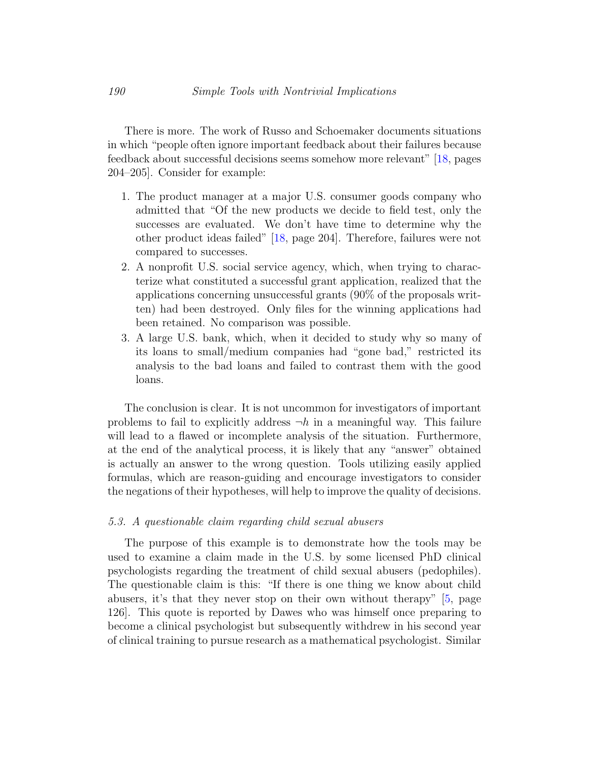There is more. The work of Russo and Schoemaker documents situations in which "people often ignore important feedback about their failures because feedback about successful decisions seems somehow more relevant" [18, pages 204–205]. Consider for example:

1. The product manager at a major U.S. consumer goods company who admitted that "Of the new products we decide to field test, only the successes are evaluated. We don't have time to determine why the other product ideas failed" [18, page 204]. Therefore, failures were not compared to successes.
2. A nonprofit U.S. social service agency, which, when trying to characterize what constituted a successful grant application, realized that the applications concerning unsuccessful grants (90% of the proposals written) had been destroyed. Only files for the winning applications had been retained. No comparison was possible.
3. A large U.S. bank, which, when it decided to study why so many of its loans to small/medium companies had "gone bad," restricted its analysis to the bad loans and failed to contrast them with the good loans.

The conclusion is clear. It is not uncommon for investigators of important problems to fail to explicitly address $\neg h$ in a meaningful way. This failure will lead to a flawed or incomplete analysis of the situation. Furthermore, at the end of the analytical process, it is likely that any "answer" obtained is actually an answer to the wrong question. Tools utilizing easily applied formulas, which are reason-guiding and encourage investigators to consider the negations of their hypotheses, will help to improve the quality of decisions.

### *5.3. A questionable claim regarding child sexual abusers*

The purpose of this example is to demonstrate how the tools may be used to examine a claim made in the U.S. by some licensed PhD clinical psychologists regarding the treatment of child sexual abusers (pedophiles). The questionable claim is this: "If there is one thing we know about child abusers, it's that they never stop on their own without therapy" [5, page 126]. This quote is reported by Dawes who was himself once preparing to become a clinical psychologist but subsequently withdrew in his second year of clinical training to pursue research as a mathematical psychologist. Similar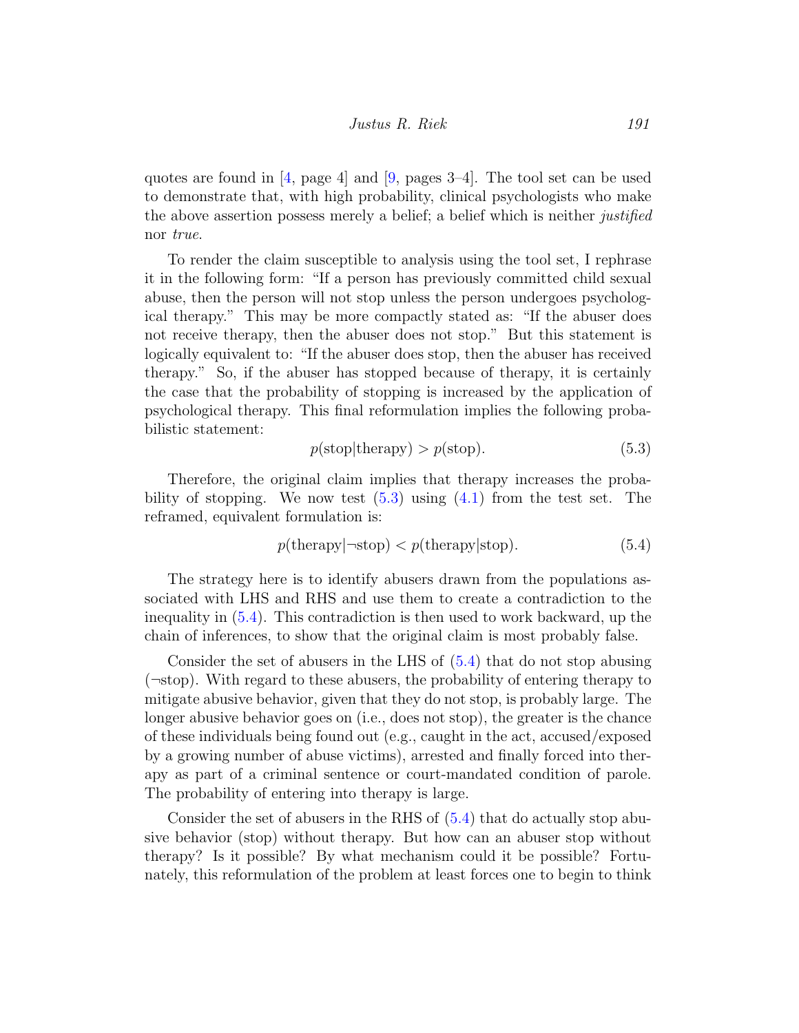quotes are found in [4, page 4] and [9, pages 3–4]. The tool set can be used to demonstrate that, with high probability, clinical psychologists who make the above assertion possess merely a belief; a belief which is neither *justified* nor *true*.

To render the claim susceptible to analysis using the tool set, I rephrase it in the following form: "If a person has previously committed child sexual abuse, then the person will not stop unless the person undergoes psychological therapy." This may be more compactly stated as: "If the abuser does not receive therapy, then the abuser does not stop." But this statement is logically equivalent to: "If the abuser does stop, then the abuser has received therapy." So, if the abuser has stopped because of therapy, it is certainly the case that the probability of stopping is increased by the application of psychological therapy. This final reformulation implies the following probabilistic statement:

$$p(\text{stop}|\text{therapy}) > p(\text{stop}). \tag{5.3}$$

Therefore, the original claim implies that therapy increases the probability of stopping. We now test (5.3) using (4.1) from the test set. The reframed, equivalent formulation is:

$$p(\text{therapy}|\neg\text{stop}) < p(\text{therapy}|\text{stop}). \tag{5.4}$$

The strategy here is to identify abusers drawn from the populations associated with LHS and RHS and use them to create a contradiction to the inequality in (5.4). This contradiction is then used to work backward, up the chain of inferences, to show that the original claim is most probably false.

Consider the set of abusers in the LHS of (5.4) that do not stop abusing ($\neg$stop). With regard to these abusers, the probability of entering therapy to mitigate abusive behavior, given that they do not stop, is probably large. The longer abusive behavior goes on (i.e., does not stop), the greater is the chance of these individuals being found out (e.g., caught in the act, accused/exposed by a growing number of abuse victims), arrested and finally forced into therapy as part of a criminal sentence or court-mandated condition of parole. The probability of entering into therapy is large.

Consider the set of abusers in the RHS of (5.4) that do actually stop abusive behavior (stop) without therapy. But how can an abuser stop without therapy? Is it possible? By what mechanism could it be possible? Fortunately, this reformulation of the problem at least forces one to begin to think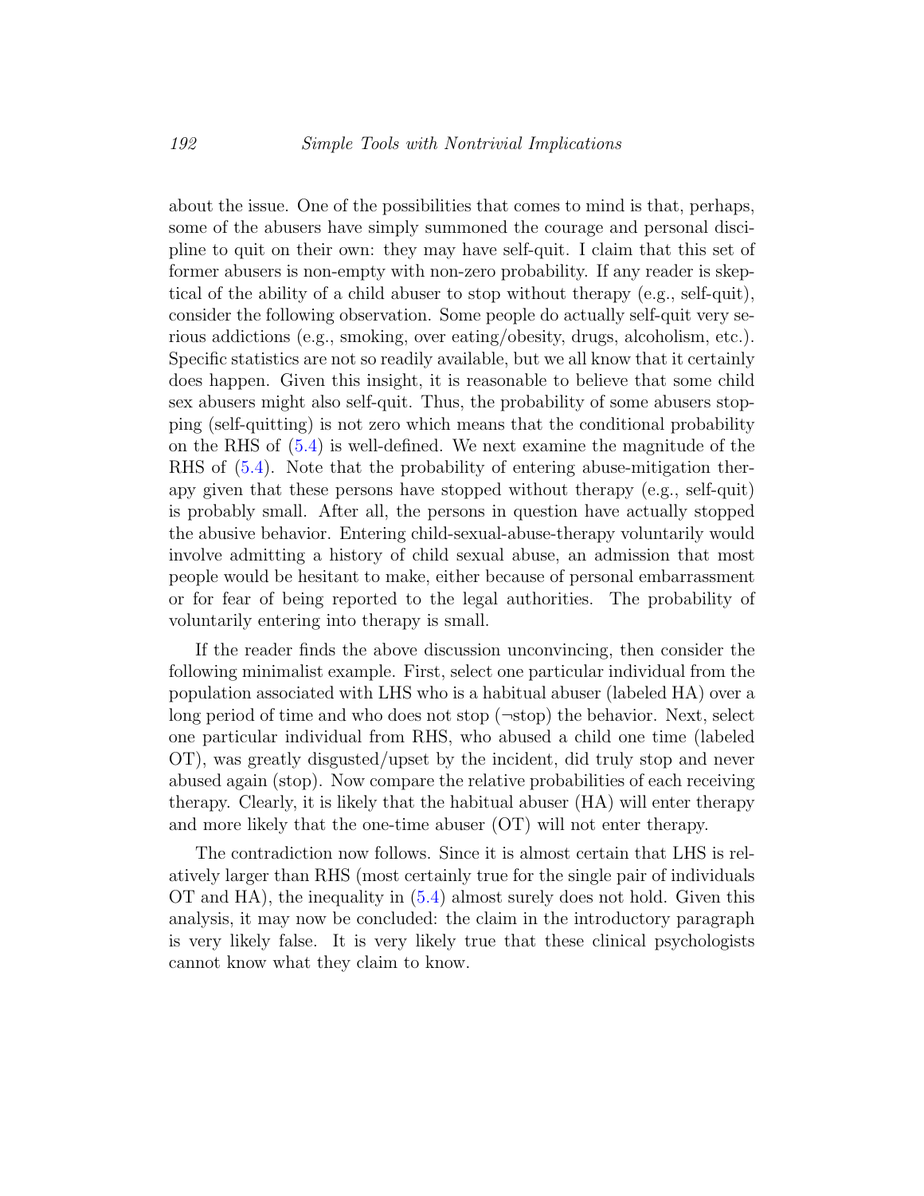about the issue. One of the possibilities that comes to mind is that, perhaps, some of the abusers have simply summoned the courage and personal discipline to quit on their own: they may have self-quit. I claim that this set of former abusers is non-empty with non-zero probability. If any reader is skeptical of the ability of a child abuser to stop without therapy (e.g., self-quit), consider the following observation. Some people do actually self-quit very serious addictions (e.g., smoking, over eating/obesity, drugs, alcoholism, etc.). Specific statistics are not so readily available, but we all know that it certainly does happen. Given this insight, it is reasonable to believe that some child sex abusers might also self-quit. Thus, the probability of some abusers stopping (self-quitting) is not zero which means that the conditional probability on the RHS of (5.4) is well-defined. We next examine the magnitude of the RHS of (5.4). Note that the probability of entering abuse-mitigation therapy given that these persons have stopped without therapy (e.g., self-quit) is probably small. After all, the persons in question have actually stopped the abusive behavior. Entering child-sexual-abuse-therapy voluntarily would involve admitting a history of child sexual abuse, an admission that most people would be hesitant to make, either because of personal embarrassment or for fear of being reported to the legal authorities. The probability of voluntarily entering into therapy is small.

If the reader finds the above discussion unconvincing, then consider the following minimalist example. First, select one particular individual from the population associated with LHS who is a habitual abuser (labeled HA) over a long period of time and who does not stop ($\neg$stop) the behavior. Next, select one particular individual from RHS, who abused a child one time (labeled OT), was greatly disgusted/upset by the incident, did truly stop and never abused again (stop). Now compare the relative probabilities of each receiving therapy. Clearly, it is likely that the habitual abuser (HA) will enter therapy and more likely that the one-time abuser (OT) will not enter therapy.

The contradiction now follows. Since it is almost certain that LHS is relatively larger than RHS (most certainly true for the single pair of individuals OT and HA), the inequality in (5.4) almost surely does not hold. Given this analysis, it may now be concluded: the claim in the introductory paragraph is very likely false. It is very likely true that these clinical psychologists cannot know what they claim to know.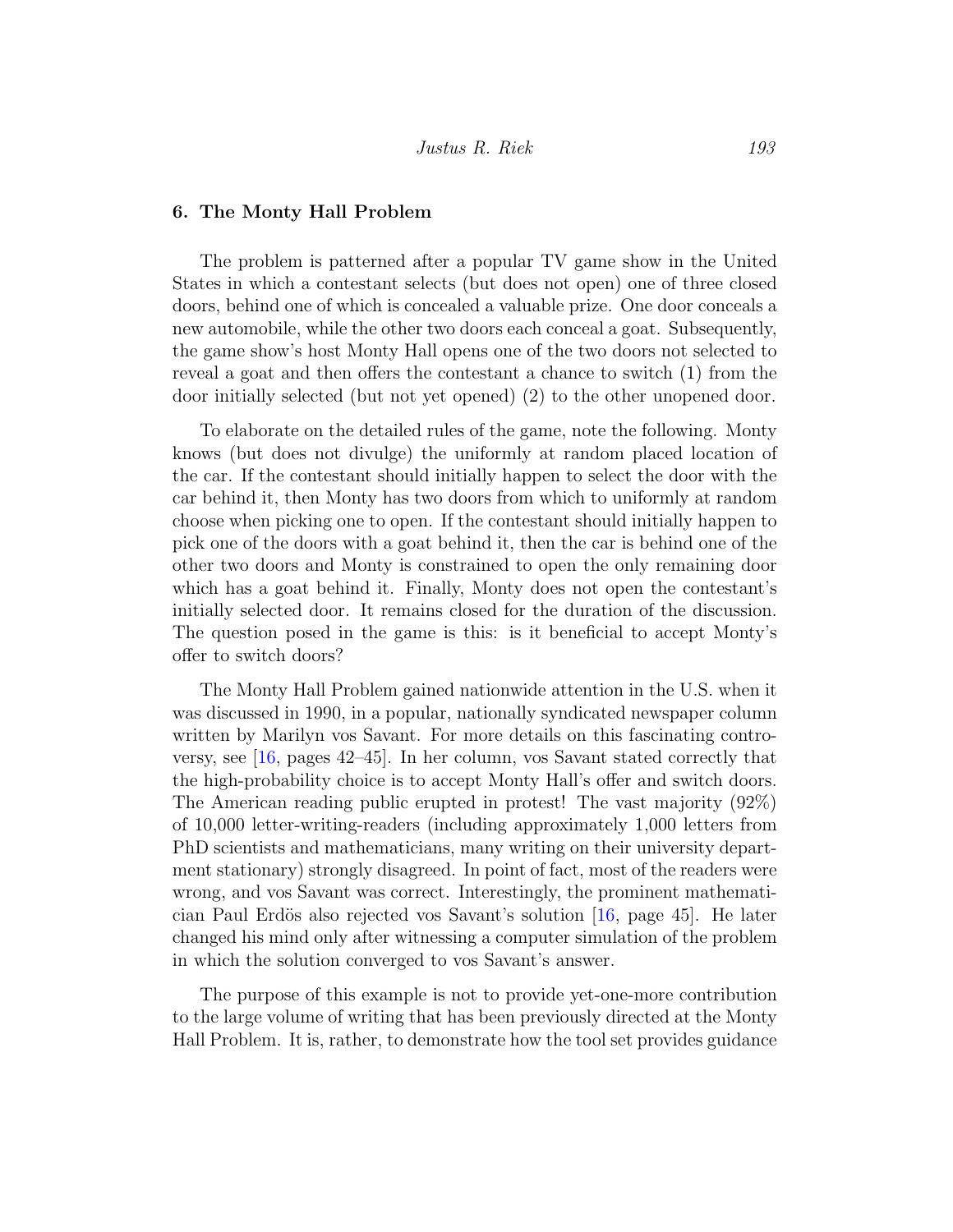## 6. The Monty Hall Problem

The problem is patterned after a popular TV game show in the United States in which a contestant selects (but does not open) one of three closed doors, behind one of which is concealed a valuable prize. One door conceals a new automobile, while the other two doors each conceal a goat. Subsequently, the game show's host Monty Hall opens one of the two doors not selected to reveal a goat and then offers the contestant a chance to switch (1) from the door initially selected (but not yet opened) (2) to the other unopened door.

To elaborate on the detailed rules of the game, note the following. Monty knows (but does not divulge) the uniformly at random placed location of the car. If the contestant should initially happen to select the door with the car behind it, then Monty has two doors from which to uniformly at random choose when picking one to open. If the contestant should initially happen to pick one of the doors with a goat behind it, then the car is behind one of the other two doors and Monty is constrained to open the only remaining door which has a goat behind it. Finally, Monty does not open the contestant's initially selected door. It remains closed for the duration of the discussion. The question posed in the game is this: is it beneficial to accept Monty's offer to switch doors?

The Monty Hall Problem gained nationwide attention in the U.S. when it was discussed in 1990, in a popular, nationally syndicated newspaper column written by Marilyn vos Savant. For more details on this fascinating controversy, see [16, pages 42–45]. In her column, vos Savant stated correctly that the high-probability choice is to accept Monty Hall's offer and switch doors. The American reading public erupted in protest! The vast majority (92%) of 10,000 letter-writing-readers (including approximately 1,000 letters from PhD scientists and mathematicians, many writing on their university department stationary) strongly disagreed. In point of fact, most of the readers were wrong, and vos Savant was correct. Interestingly, the prominent mathematician Paul Erdös also rejected vos Savant's solution [16, page 45]. He later changed his mind only after witnessing a computer simulation of the problem in which the solution converged to vos Savant's answer.

The purpose of this example is not to provide yet-one-more contribution to the large volume of writing that has been previously directed at the Monty Hall Problem. It is, rather, to demonstrate how the tool set provides guidance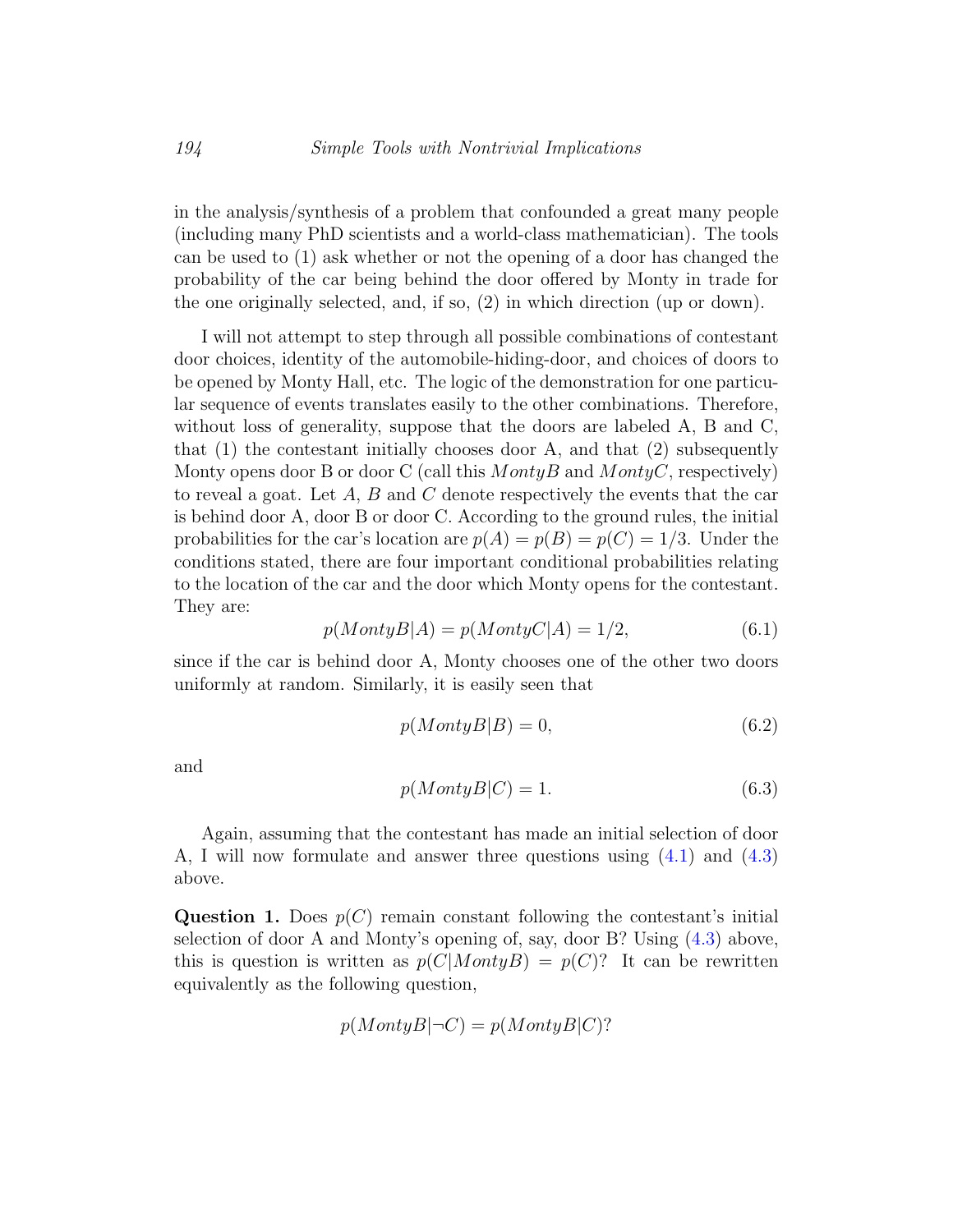in the analysis/synthesis of a problem that confounded a great many people (including many PhD scientists and a world-class mathematician). The tools can be used to (1) ask whether or not the opening of a door has changed the probability of the car being behind the door offered by Monty in trade for the one originally selected, and, if so, (2) in which direction (up or down).

I will not attempt to step through all possible combinations of contestant door choices, identity of the automobile-hiding-door, and choices of doors to be opened by Monty Hall, etc. The logic of the demonstration for one particular sequence of events translates easily to the other combinations. Therefore, without loss of generality, suppose that the doors are labeled A, B and C, that (1) the contestant initially chooses door A, and that (2) subsequently Monty opens door B or door C (call this $MontyB$ and $MontyC$, respectively) to reveal a goat. Let $A$, $B$ and $C$ denote respectively the events that the car is behind door A, door B or door C. According to the ground rules, the initial probabilities for the car's location are $p(A) = p(B) = p(C) = 1/3$. Under the conditions stated, there are four important conditional probabilities relating to the location of the car and the door which Monty opens for the contestant. They are:

$$p(MontyB|A) = p(MontyC|A) = 1/2, \tag{6.1}$$

since if the car is behind door A, Monty chooses one of the other two doors uniformly at random. Similarly, it is easily seen that

$$p(MontyB|B) = 0, \tag{6.2}$$

and

$$p(MontyB|C) = 1. \tag{6.3}$$

Again, assuming that the contestant has made an initial selection of door A, I will now formulate and answer three questions using (4.1) and (4.3) above.

**Question 1.** Does $p(C)$ remain constant following the contestant's initial selection of door A and Monty's opening of, say, door B? Using (4.3) above, this is question is written as $p(C|MontyB) = p(C)$? It can be rewritten equivalently as the following question,

$$p(MontyB|\neg C) = p(MontyB|C)?$$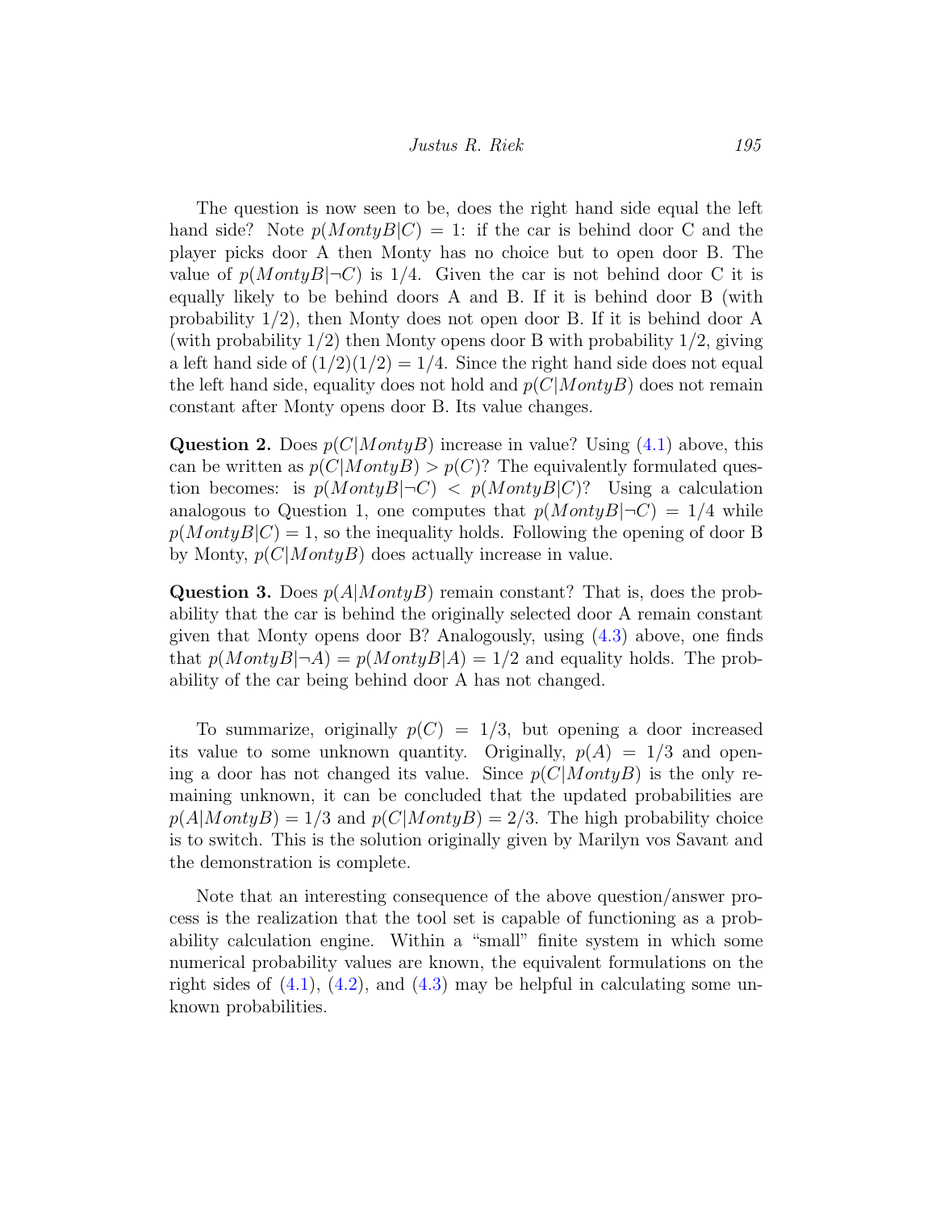The question is now seen to be, does the right hand side equal the left hand side? Note $p(MontyB|C) = 1$: if the car is behind door C and the player picks door A then Monty has no choice but to open door B. The value of $p(MontyB|\neg C)$ is 1/4. Given the car is not behind door C it is equally likely to be behind doors A and B. If it is behind door B (with probability 1/2), then Monty does not open door B. If it is behind door A (with probability 1/2) then Monty opens door B with probability 1/2, giving a left hand side of $(1/2)(1/2) = 1/4$. Since the right hand side does not equal the left hand side, equality does not hold and $p(C|MontyB)$ does not remain constant after Monty opens door B. Its value changes.

**Question 2.** Does $p(C|MontyB)$ increase in value? Using (4.1) above, this can be written as $p(C|MontyB) > p(C)$? The equivalently formulated question becomes: is $p(MontyB|\neg C) < p(MontyB|C)$? Using a calculation analogous to Question 1, one computes that $p(MontyB|\neg C) = 1/4$ while $p(MontyB|C) = 1$, so the inequality holds. Following the opening of door B by Monty, $p(C|MontyB)$ does actually increase in value.

**Question 3.** Does $p(A|MontyB)$ remain constant? That is, does the probability that the car is behind the originally selected door A remain constant given that Monty opens door B? Analogously, using (4.3) above, one finds that $p(MontyB|\neg A) = p(MontyB|A) = 1/2$ and equality holds. The probability of the car being behind door A has not changed.

To summarize, originally $p(C) = 1/3$, but opening a door increased its value to some unknown quantity. Originally, $p(A) = 1/3$ and opening a door has not changed its value. Since $p(C|MontyB)$ is the only remaining unknown, it can be concluded that the updated probabilities are $p(A|MontyB) = 1/3$ and $p(C|MontyB) = 2/3$. The high probability choice is to switch. This is the solution originally given by Marilyn vos Savant and the demonstration is complete.

Note that an interesting consequence of the above question/answer process is the realization that the tool set is capable of functioning as a probability calculation engine. Within a "small" finite system in which some numerical probability values are known, the equivalent formulations on the right sides of (4.1), (4.2), and (4.3) may be helpful in calculating some unknown probabilities.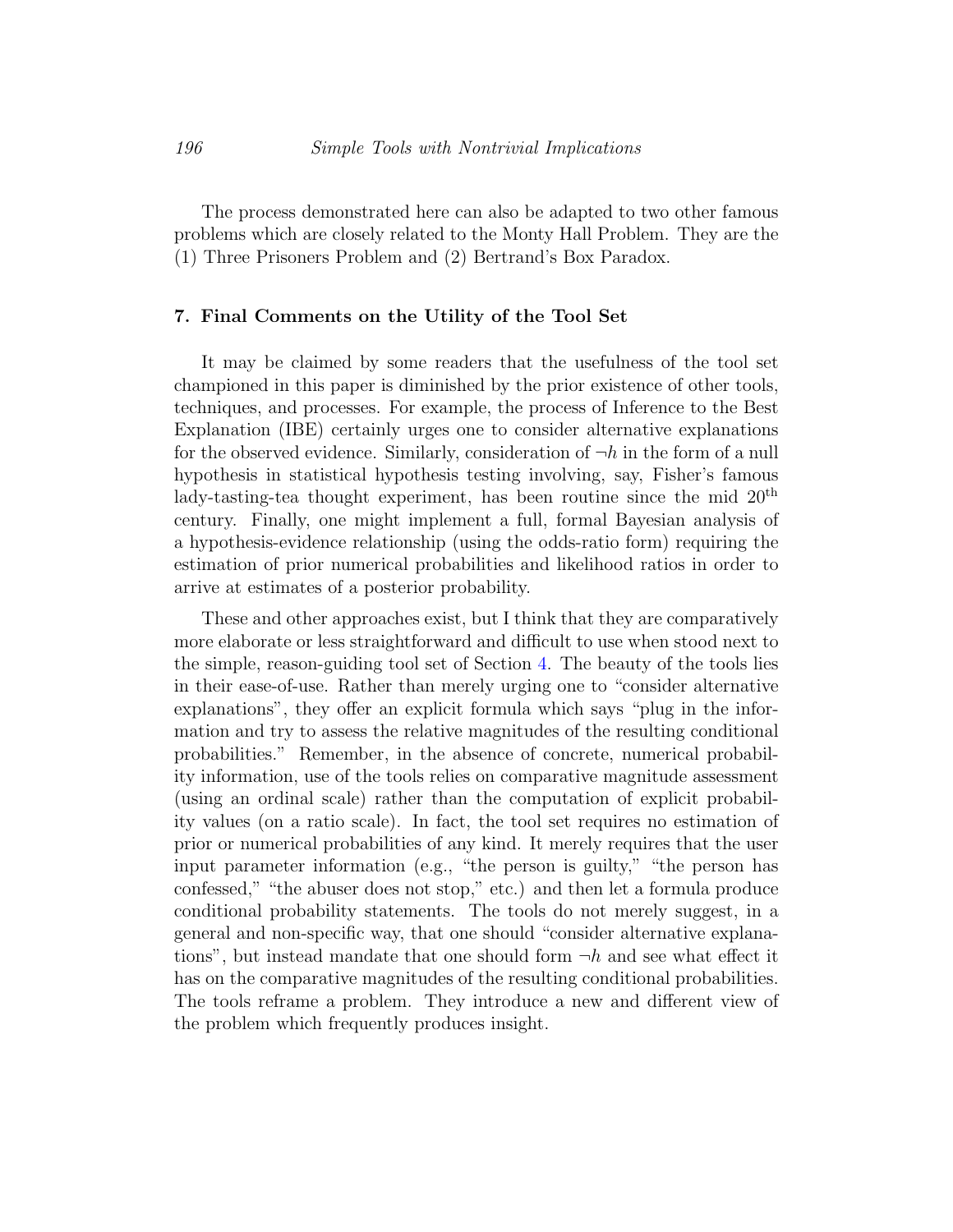The process demonstrated here can also be adapted to two other famous problems which are closely related to the Monty Hall Problem. They are the (1) Three Prisoners Problem and (2) Bertrand's Box Paradox.

## 7. Final Comments on the Utility of the Tool Set

It may be claimed by some readers that the usefulness of the tool set championed in this paper is diminished by the prior existence of other tools, techniques, and processes. For example, the process of Inference to the Best Explanation (IBE) certainly urges one to consider alternative explanations for the observed evidence. Similarly, consideration of $\neg h$ in the form of a null hypothesis in statistical hypothesis testing involving, say, Fisher's famous lady-tasting-tea thought experiment, has been routine since the mid $20^{\text{th}}$ century. Finally, one might implement a full, formal Bayesian analysis of a hypothesis-evidence relationship (using the odds-ratio form) requiring the estimation of prior numerical probabilities and likelihood ratios in order to arrive at estimates of a posterior probability.

These and other approaches exist, but I think that they are comparatively more elaborate or less straightforward and difficult to use when stood next to the simple, reason-guiding tool set of Section 4. The beauty of the tools lies in their ease-of-use. Rather than merely urging one to "consider alternative explanations", they offer an explicit formula which says "plug in the information and try to assess the relative magnitudes of the resulting conditional probabilities." Remember, in the absence of concrete, numerical probability information, use of the tools relies on comparative magnitude assessment (using an ordinal scale) rather than the computation of explicit probability values (on a ratio scale). In fact, the tool set requires no estimation of prior or numerical probabilities of any kind. It merely requires that the user input parameter information (e.g., "the person is guilty," "the person has confessed," "the abuser does not stop," etc.) and then let a formula produce conditional probability statements. The tools do not merely suggest, in a general and non-specific way, that one should "consider alternative explanations", but instead mandate that one should form $\neg h$ and see what effect it has on the comparative magnitudes of the resulting conditional probabilities. The tools reframe a problem. They introduce a new and different view of the problem which frequently produces insight.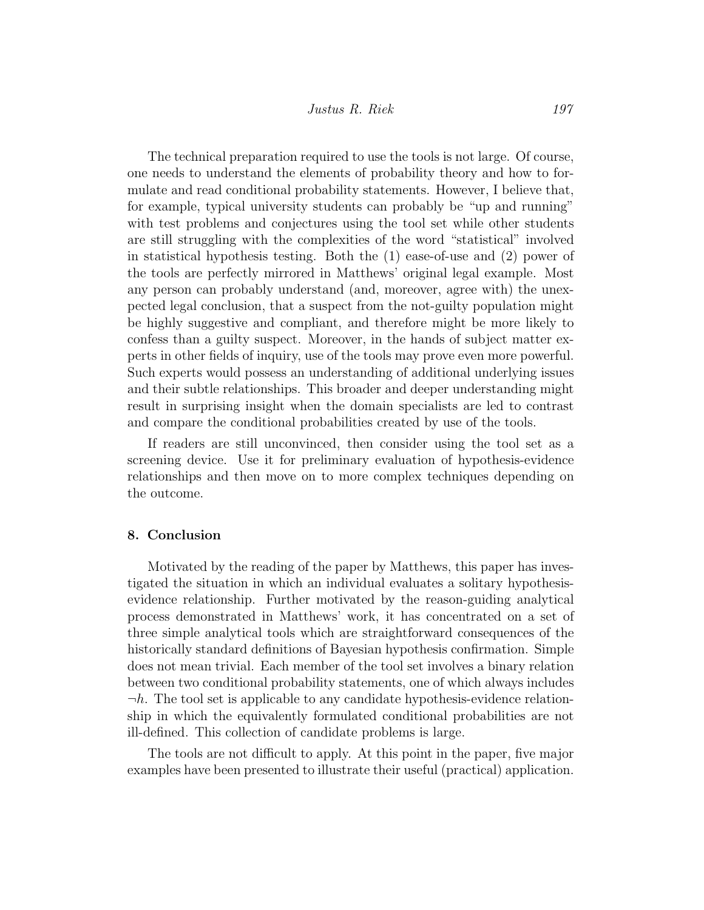The technical preparation required to use the tools is not large. Of course, one needs to understand the elements of probability theory and how to formulate and read conditional probability statements. However, I believe that, for example, typical university students can probably be "up and running" with test problems and conjectures using the tool set while other students are still struggling with the complexities of the word "statistical" involved in statistical hypothesis testing. Both the (1) ease-of-use and (2) power of the tools are perfectly mirrored in Matthews' original legal example. Most any person can probably understand (and, moreover, agree with) the unexpected legal conclusion, that a suspect from the not-guilty population might be highly suggestive and compliant, and therefore might be more likely to confess than a guilty suspect. Moreover, in the hands of subject matter experts in other fields of inquiry, use of the tools may prove even more powerful. Such experts would possess an understanding of additional underlying issues and their subtle relationships. This broader and deeper understanding might result in surprising insight when the domain specialists are led to contrast and compare the conditional probabilities created by use of the tools.

If readers are still unconvinced, then consider using the tool set as a screening device. Use it for preliminary evaluation of hypothesis-evidence relationships and then move on to more complex techniques depending on the outcome.

## 8. Conclusion

Motivated by the reading of the paper by Matthews, this paper has investigated the situation in which an individual evaluates a solitary hypothesis-evidence relationship. Further motivated by the reason-guiding analytical process demonstrated in Matthews' work, it has concentrated on a set of three simple analytical tools which are straightforward consequences of the historically standard definitions of Bayesian hypothesis confirmation. Simple does not mean trivial. Each member of the tool set involves a binary relation between two conditional probability statements, one of which always includes $\neg h$. The tool set is applicable to any candidate hypothesis-evidence relationship in which the equivalently formulated conditional probabilities are not ill-defined. This collection of candidate problems is large.

The tools are not difficult to apply. At this point in the paper, five major examples have been presented to illustrate their useful (practical) application.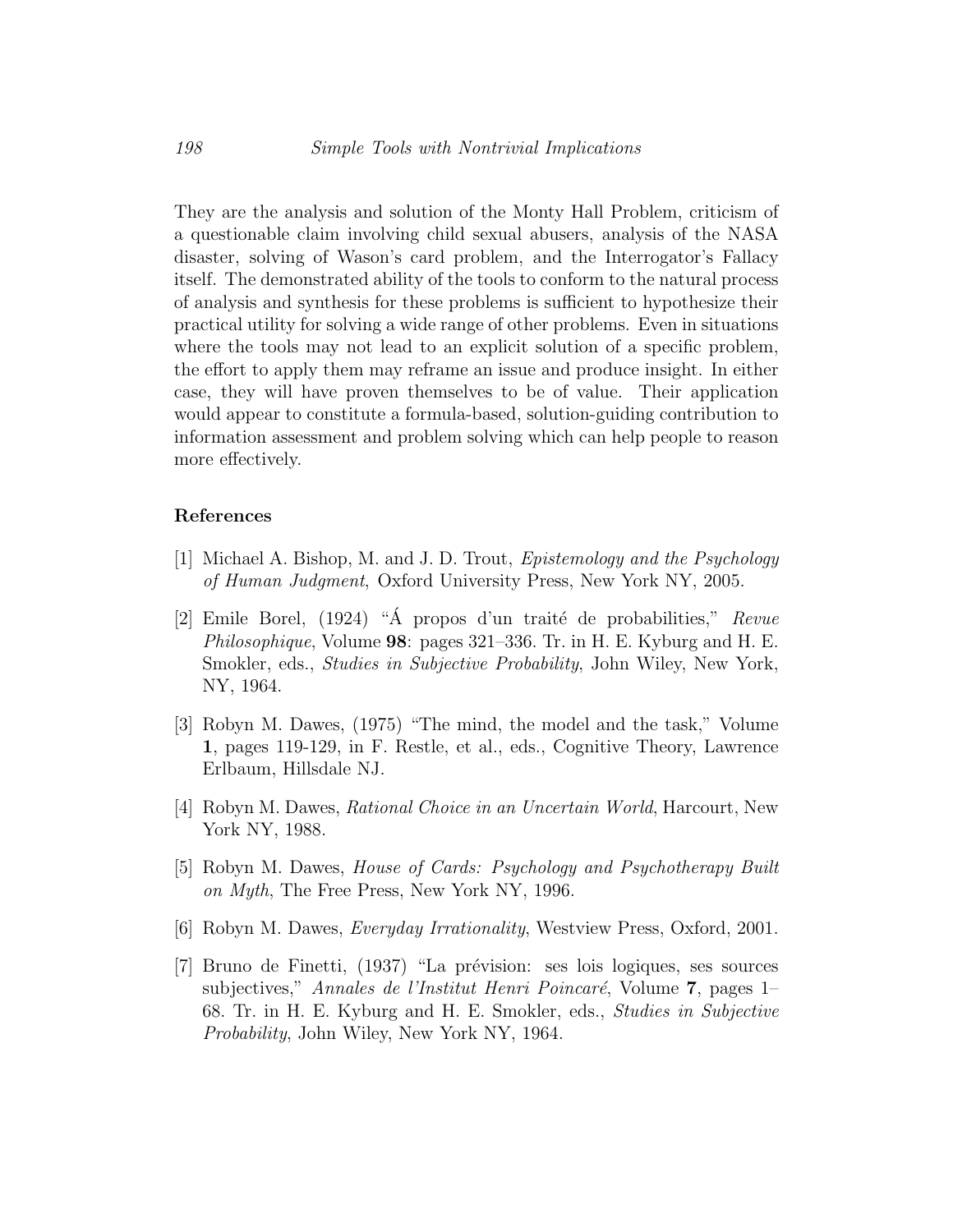They are the analysis and solution of the Monty Hall Problem, criticism of a questionable claim involving child sexual abusers, analysis of the NASA disaster, solving of Wason's card problem, and the Interrogator's Fallacy itself. The demonstrated ability of the tools to conform to the natural process of analysis and synthesis for these problems is sufficient to hypothesize their practical utility for solving a wide range of other problems. Even in situations where the tools may not lead to an explicit solution of a specific problem, the effort to apply them may reframe an issue and produce insight. In either case, they will have proven themselves to be of value. Their application would appear to constitute a formula-based, solution-guiding contribution to information assessment and problem solving which can help people to reason more effectively.

## References

[1] Michael A. Bishop, M. and J. D. Trout, *Epistemology and the Psychology of Human Judgment*, Oxford University Press, New York NY, 2005.

[2] Emile Borel, (1924) "Á propos d'un traité de probabilities," *Revue Philosophique*, Volume **98**: pages 321–336. Tr. in H. E. Kyburg and H. E. Smokler, eds., *Studies in Subjective Probability*, John Wiley, New York, NY, 1964.

[3] Robyn M. Dawes, (1975) "The mind, the model and the task," Volume **1**, pages 119-129, in F. Restle, et al., eds., Cognitive Theory, Lawrence Erlbaum, Hillsdale NJ.

[4] Robyn M. Dawes, *Rational Choice in an Uncertain World*, Harcourt, New York NY, 1988.

[5] Robyn M. Dawes, *House of Cards: Psychology and Psychotherapy Built on Myth*, The Free Press, New York NY, 1996.

[6] Robyn M. Dawes, *Everyday Irrationality*, Westview Press, Oxford, 2001.

[7] Bruno de Finetti, (1937) "La prévision: ses lois logiques, ses sources subjectives," *Annales de l'Institut Henri Poincaré*, Volume **7**, pages 1–68. Tr. in H. E. Kyburg and H. E. Smokler, eds., *Studies in Subjective Probability*, John Wiley, New York NY, 1964.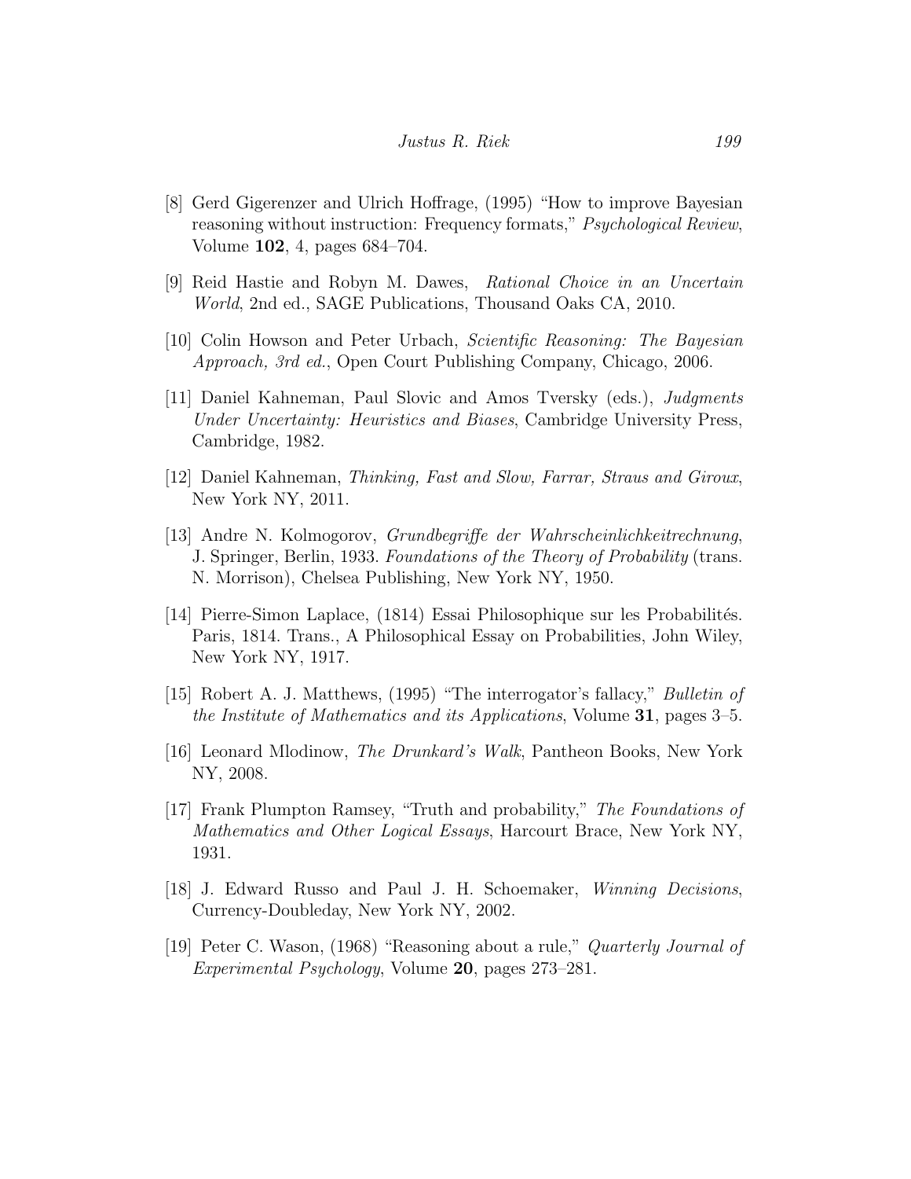[8] Gerd Gigerenzer and Ulrich Hoffrage, (1995) "How to improve Bayesian reasoning without instruction: Frequency formats," *Psychological Review*, Volume **102**, 4, pages 684–704.

[9] Reid Hastie and Robyn M. Dawes, *Rational Choice in an Uncertain World*, 2nd ed., SAGE Publications, Thousand Oaks CA, 2010.

[10] Colin Howson and Peter Urbach, *Scientific Reasoning: The Bayesian Approach, 3rd ed.*, Open Court Publishing Company, Chicago, 2006.

[11] Daniel Kahneman, Paul Slovic and Amos Tversky (eds.), *Judgments Under Uncertainty: Heuristics and Biases*, Cambridge University Press, Cambridge, 1982.

[12] Daniel Kahneman, *Thinking, Fast and Slow, Farrar, Straus and Giroux*, New York NY, 2011.

[13] Andre N. Kolmogorov, *Grundbegriffe der Wahrscheinlichkeitrechnung*, J. Springer, Berlin, 1933. *Foundations of the Theory of Probability* (trans. N. Morrison), Chelsea Publishing, New York NY, 1950.

[14] Pierre-Simon Laplace, (1814) Essai Philosophique sur les Probabilités. Paris, 1814. Trans., A Philosophical Essay on Probabilities, John Wiley, New York NY, 1917.

[15] Robert A. J. Matthews, (1995) "The interrogator's fallacy," *Bulletin of the Institute of Mathematics and its Applications*, Volume **31**, pages 3–5.

[16] Leonard Mlodinow, *The Drunkard's Walk*, Pantheon Books, New York NY, 2008.

[17] Frank Plumpton Ramsey, "Truth and probability," *The Foundations of Mathematics and Other Logical Essays*, Harcourt Brace, New York NY, 1931.

[18] J. Edward Russo and Paul J. H. Schoemaker, *Winning Decisions*, Currency-Doubleday, New York NY, 2002.

[19] Peter C. Wason, (1968) "Reasoning about a rule," *Quarterly Journal of Experimental Psychology*, Volume **20**, pages 273–281.